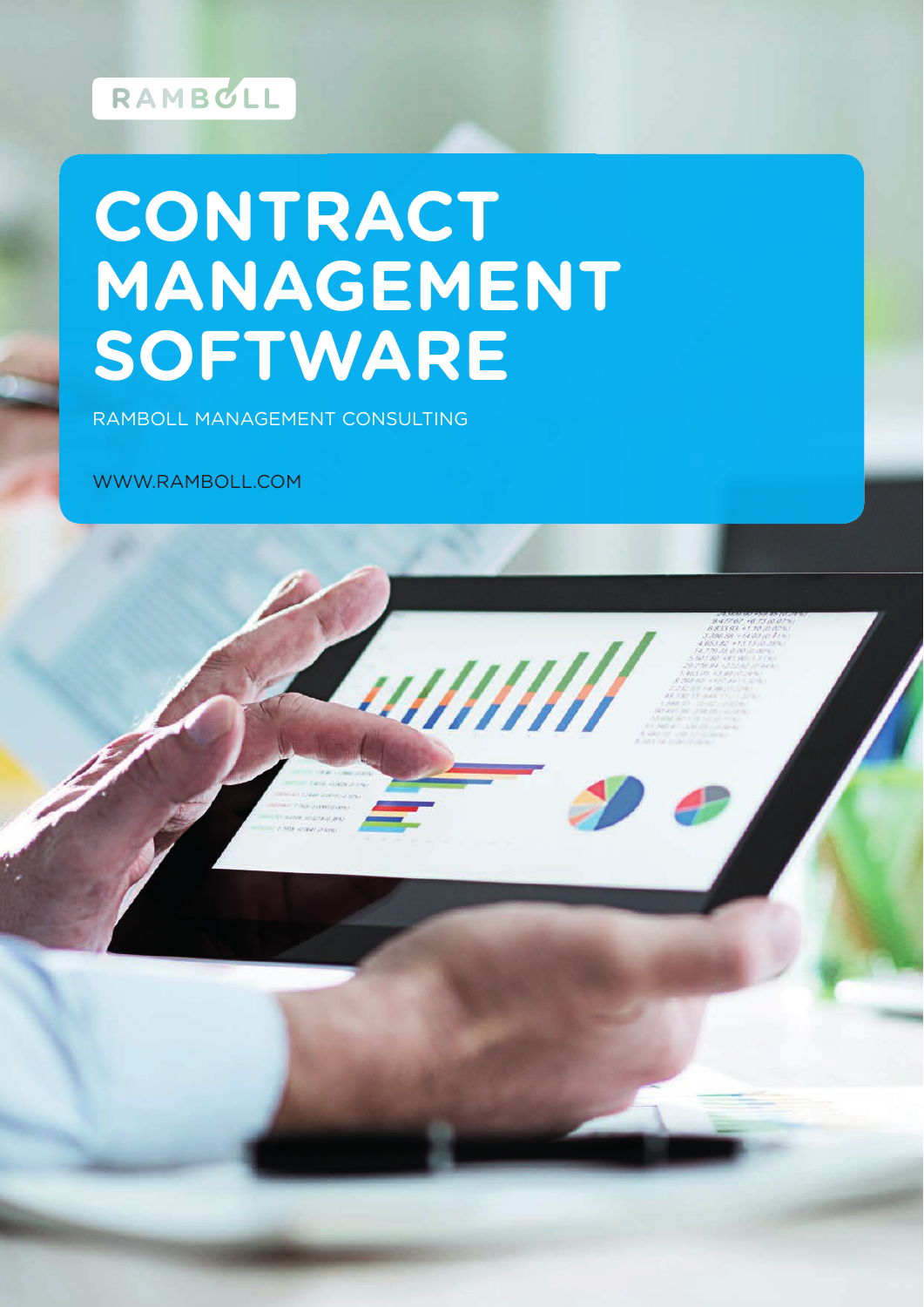RAMBOLL

# CONTRACT MANAGEMENT SOFTWARE

RAMBOLL MANAGEMENT CONSULTING

WWW.RAMBOLL.COM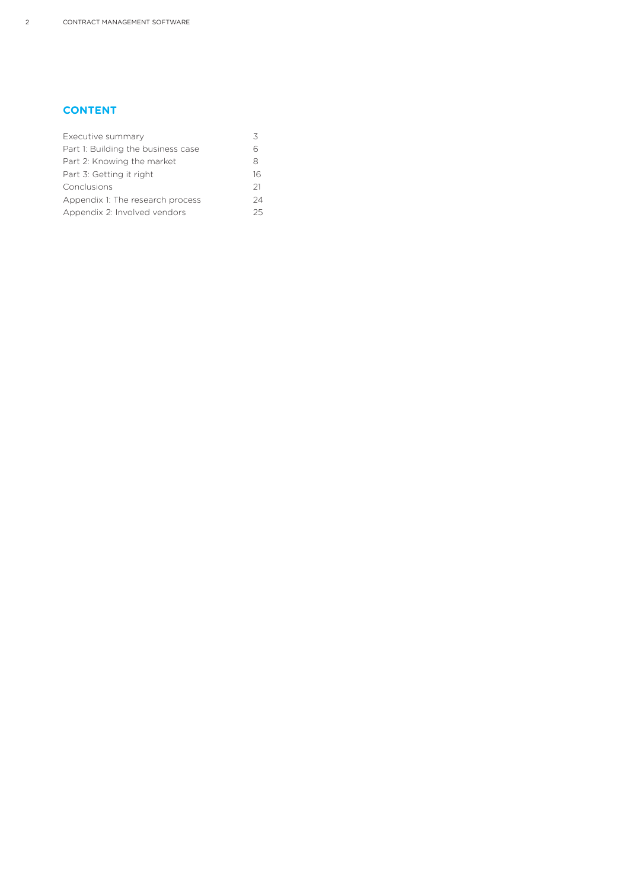## CONTENT

| | |
|---|---|
| Executive summary | 3 |
| Part 1: Building the business case | 6 |
| Part 2: Knowing the market | 8 |
| Part 3: Getting it right | 16 |
| Conclusions | 21 |
| Appendix 1: The research process | 24 |
| Appendix 2: Involved vendors | 25 |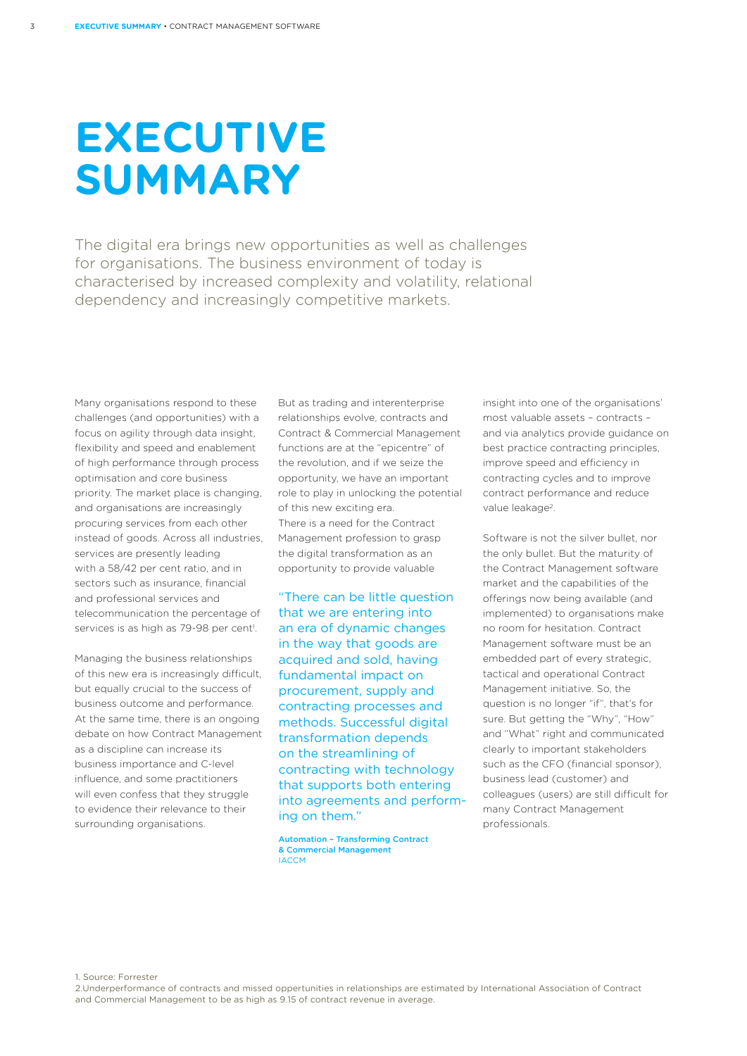# EXECUTIVE SUMMARY

The digital era brings new opportunities as well as challenges for organisations. The business environment of today is characterised by increased complexity and volatility, relational dependency and increasingly competitive markets.

Many organisations respond to these challenges (and opportunities) with a focus on agility through data insight, flexibility and speed and enablement of high performance through process optimisation and core business priority. The market place is changing, and organisations are increasingly procuring services from each other instead of goods. Across all industries, services are presently leading with a 58/42 per cent ratio, and in sectors such as insurance, financial and professional services and telecommunication the percentage of services is as high as 79-98 per cent[1].

Managing the business relationships of this new era is increasingly difficult, but equally crucial to the success of business outcome and performance. At the same time, there is an ongoing debate on how Contract Management as a discipline can increase its business importance and C-level influence, and some practitioners will even confess that they struggle to evidence their relevance to their surrounding organisations.

But as trading and interenterprise relationships evolve, contracts and Contract & Commercial Management functions are at the "epicentre" of the revolution, and if we seize the opportunity, we have an important role to play in unlocking the potential of this new exciting era.
There is a need for the Contract Management profession to grasp the digital transformation as an opportunity to provide valuable insight into one of the organisations' most valuable assets – contracts – and via analytics provide guidance on best practice contracting principles, improve speed and efficiency in contracting cycles and to improve contract performance and reduce value leakage[2].

> "There can be little question that we are entering into an era of dynamic changes in the way that goods are acquired and sold, having fundamental impact on procurement, supply and contracting processes and methods. Successful digital transformation depends on the streamlining of contracting with technology that supports both entering into agreements and performing on them."
>
> **Automation – Transforming Contract & Commercial Management**
> IACCM

Software is not the silver bullet, nor the only bullet. But the maturity of the Contract Management software market and the capabilities of the offerings now being available (and implemented) to organisations make no room for hesitation. Contract Management software must be an embedded part of every strategic, tactical and operational Contract Management initiative. So, the question is no longer "if", that's for sure. But getting the "Why", "How" and "What" right and communicated clearly to important stakeholders such as the CFO (financial sponsor), business lead (customer) and colleagues (users) are still difficult for many Contract Management professionals.

1. Source: Forrester
2. Underperformance of contracts and missed opportunities in relationships are estimated by International Association of Contract and Commercial Management to be as high as 9.15 of contract revenue in average.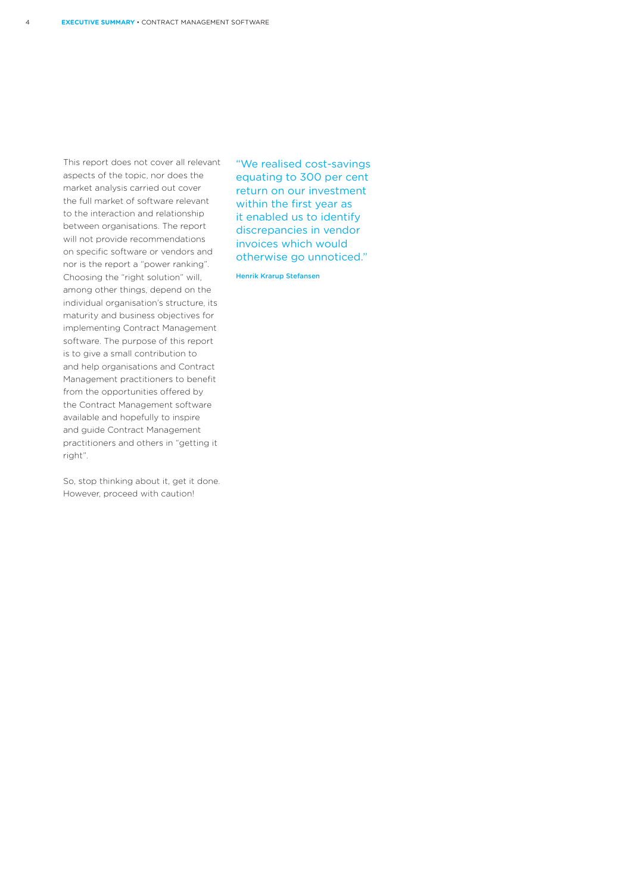This report does not cover all relevant aspects of the topic, nor does the market analysis carried out cover the full market of software relevant to the interaction and relationship between organisations. The report will not provide recommendations on specific software or vendors and nor is the report a "power ranking". Choosing the "right solution" will, among other things, depend on the individual organisation's structure, its maturity and business objectives for implementing Contract Management software. The purpose of this report is to give a small contribution to and help organisations and Contract Management practitioners to benefit from the opportunities offered by the Contract Management software available and hopefully to inspire and guide Contract Management practitioners and others in "getting it right".

So, stop thinking about it, get it done. However, proceed with caution!

> "We realised cost-savings equating to 300 per cent return on our investment within the first year as it enabled us to identify discrepancies in vendor invoices which would otherwise go unnoticed."
>
> Henrik Krarup Stefansen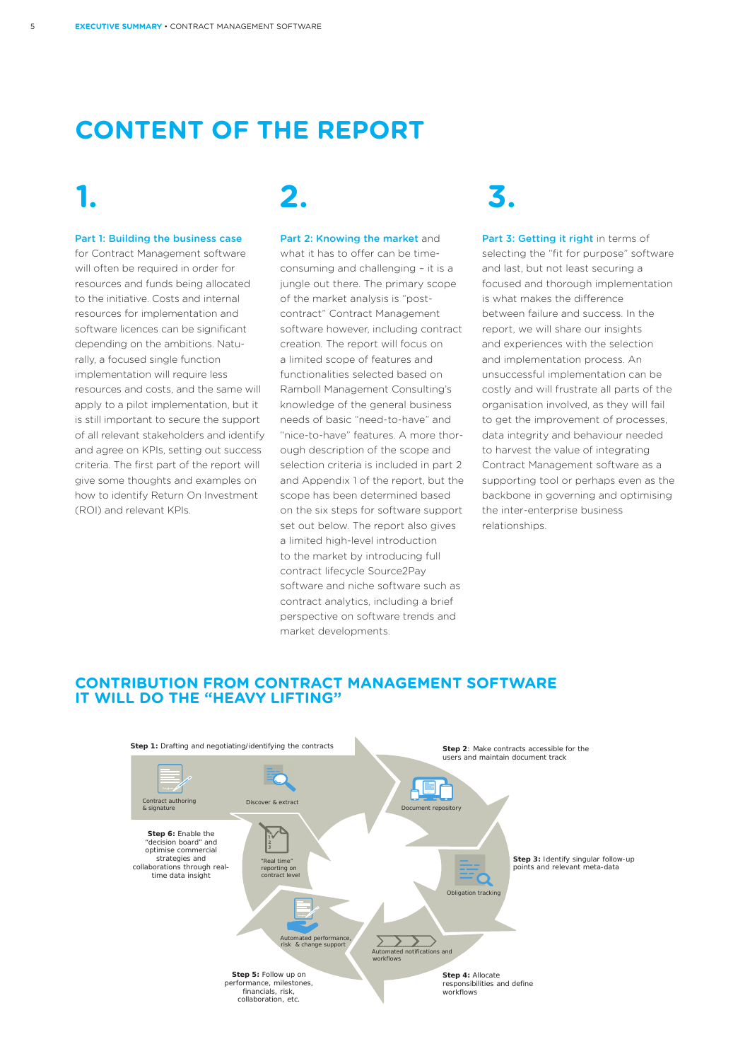# CONTENT OF THE REPORT

## 1.

**Part 1: Building the business case** for Contract Management software will often be required in order for resources and funds being allocated to the initiative. Costs and internal resources for implementation and software licences can be significant depending on the ambitions. Naturally, a focused single function implementation will require less resources and costs, and the same will apply to a pilot implementation, but it is still important to secure the support of all relevant stakeholders and identify and agree on KPIs, setting out success criteria. The first part of the report will give some thoughts and examples on how to identify Return On Investment (ROI) and relevant KPIs.

## 2.

**Part 2: Knowing the market** and what it has to offer can be time-consuming and challenging – it is a jungle out there. The primary scope of the market analysis is "post-contract" Contract Management software however, including contract creation. The report will focus on a limited scope of features and functionalities selected based on Ramboll Management Consulting's knowledge of the general business needs of basic "need-to-have" and "nice-to-have" features. A more thorough description of the scope and selection criteria is included in part 2 and Appendix 1 of the report, but the scope has been determined based on the six steps for software support set out below. The report also gives a limited high-level introduction to the market by introducing full contract lifecycle Source2Pay software and niche software such as contract analytics, including a brief perspective on software trends and market developments.

## 3.

**Part 3: Getting it right** in terms of selecting the "fit for purpose" software and last, but not least securing a focused and thorough implementation is what makes the difference between failure and success. In the report, we will share our insights and experiences with the selection and implementation process. An unsuccessful implementation can be costly and will frustrate all parts of the organisation involved, as they will fail to get the improvement of processes, data integrity and behaviour needed to harvest the value of integrating Contract Management software as a supporting tool or perhaps even as the backbone in governing and optimising the inter-enterprise business relationships.

## CONTRIBUTION FROM CONTRACT MANAGEMENT SOFTWARE IT WILL DO THE "HEAVY LIFTING"

**Step 1:** Drafting and negotiating/identifying the contracts
- Contract authoring & signature
- Discover & extract

**Step 2**: Make contracts accessible for the users and maintain document track
- Document repository

**Step 3:** Identify singular follow-up points and relevant meta-data
- Obligation tracking

**Step 4:** Allocate responsibilities and define workflows
- Automated notifications and workflows

**Step 5:** Follow up on performance, milestones, financials, risk, collaboration, etc.
- Automated performance, risk & change support

**Step 6:** Enable the "decision board" and optimise commercial strategies and collaborations through real-time data insight
- "Real time" reporting on contract level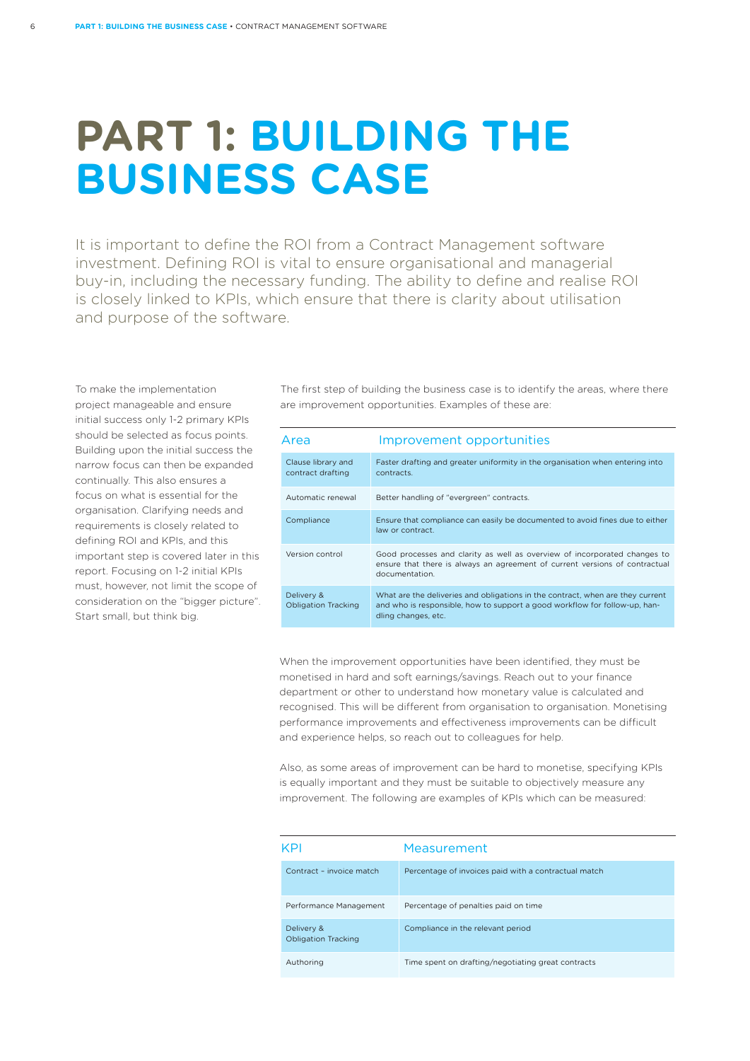# PART 1: BUILDING THE BUSINESS CASE

It is important to define the ROI from a Contract Management software investment. Defining ROI is vital to ensure organisational and managerial buy-in, including the necessary funding. The ability to define and realise ROI is closely linked to KPIs, which ensure that there is clarity about utilisation and purpose of the software.

To make the implementation project manageable and ensure initial success only 1-2 primary KPIs should be selected as focus points. Building upon the initial success the narrow focus can then be expanded continually. This also ensures a focus on what is essential for the organisation. Clarifying needs and requirements is closely related to defining ROI and KPIs, and this important step is covered later in this report. Focusing on 1-2 initial KPIs must, however, not limit the scope of consideration on the "bigger picture". Start small, but think big.

The first step of building the business case is to identify the areas, where there are improvement opportunities. Examples of these are:

| Area | Improvement opportunities |
| --- | --- |
| Clause library and contract drafting | Faster drafting and greater uniformity in the organisation when entering into contracts. |
| Automatic renewal | Better handling of "evergreen" contracts. |
| Compliance | Ensure that compliance can easily be documented to avoid fines due to either law or contract. |
| Version control | Good processes and clarity as well as overview of incorporated changes to ensure that there is always an agreement of current versions of contractual documentation. |
| Delivery & Obligation Tracking | What are the deliveries and obligations in the contract, when are they current and who is responsible, how to support a good workflow for follow-up, handling changes, etc. |

When the improvement opportunities have been identified, they must be monetised in hard and soft earnings/savings. Reach out to your finance department or other to understand how monetary value is calculated and recognised. This will be different from organisation to organisation. Monetising performance improvements and effectiveness improvements can be difficult and experience helps, so reach out to colleagues for help.

Also, as some areas of improvement can be hard to monetise, specifying KPIs is equally important and they must be suitable to objectively measure any improvement. The following are examples of KPIs which can be measured:

| KPI | Measurement |
| --- | --- |
| Contract - invoice match | Percentage of invoices paid with a contractual match |
| Performance Management | Percentage of penalties paid on time |
| Delivery & Obligation Tracking | Compliance in the relevant period |
| Authoring | Time spent on drafting/negotiating great contracts |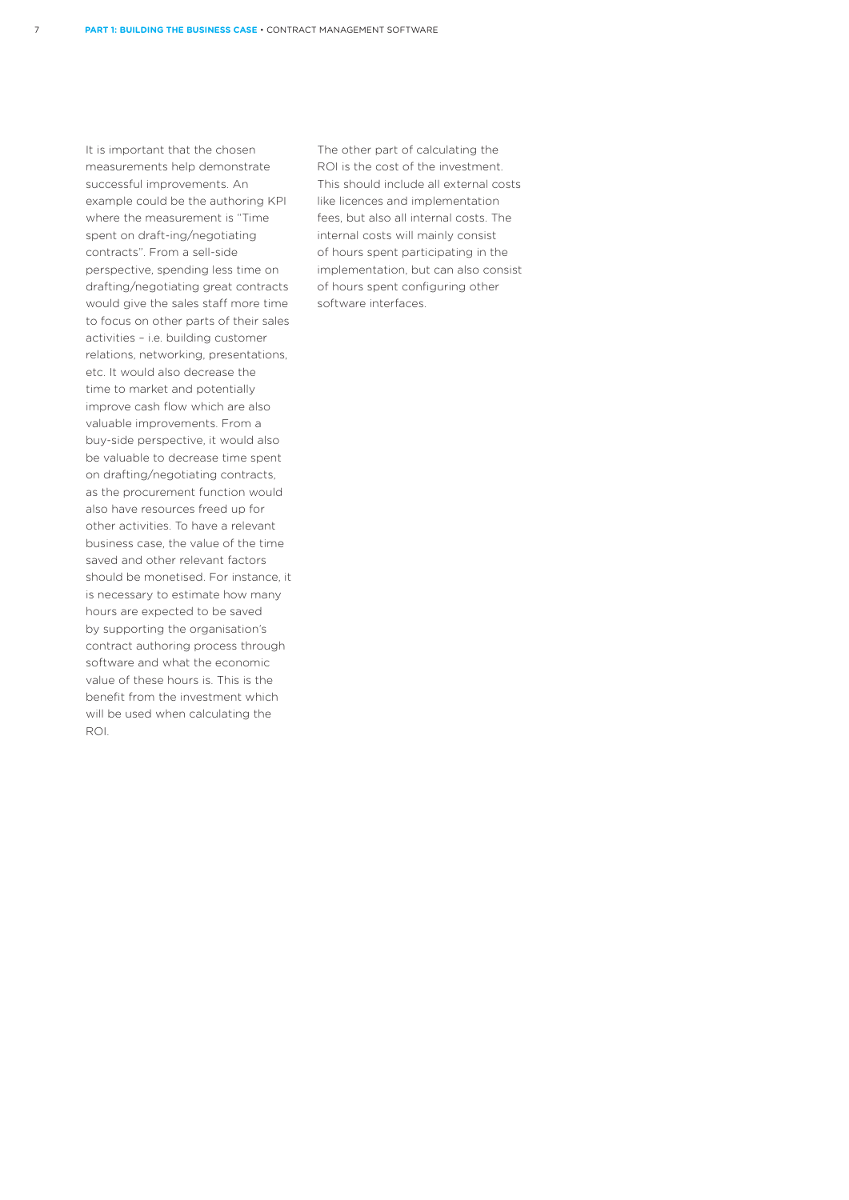It is important that the chosen measurements help demonstrate successful improvements. An example could be the authoring KPI where the measurement is "Time spent on draft-ing/negotiating contracts". From a sell-side perspective, spending less time on drafting/negotiating great contracts would give the sales staff more time to focus on other parts of their sales activities – i.e. building customer relations, networking, presentations, etc. It would also decrease the time to market and potentially improve cash flow which are also valuable improvements. From a buy-side perspective, it would also be valuable to decrease time spent on drafting/negotiating contracts, as the procurement function would also have resources freed up for other activities. To have a relevant business case, the value of the time saved and other relevant factors should be monetised. For instance, it is necessary to estimate how many hours are expected to be saved by supporting the organisation's contract authoring process through software and what the economic value of these hours is. This is the benefit from the investment which will be used when calculating the ROI.

The other part of calculating the ROI is the cost of the investment. This should include all external costs like licences and implementation fees, but also all internal costs. The internal costs will mainly consist of hours spent participating in the implementation, but can also consist of hours spent configuring other software interfaces.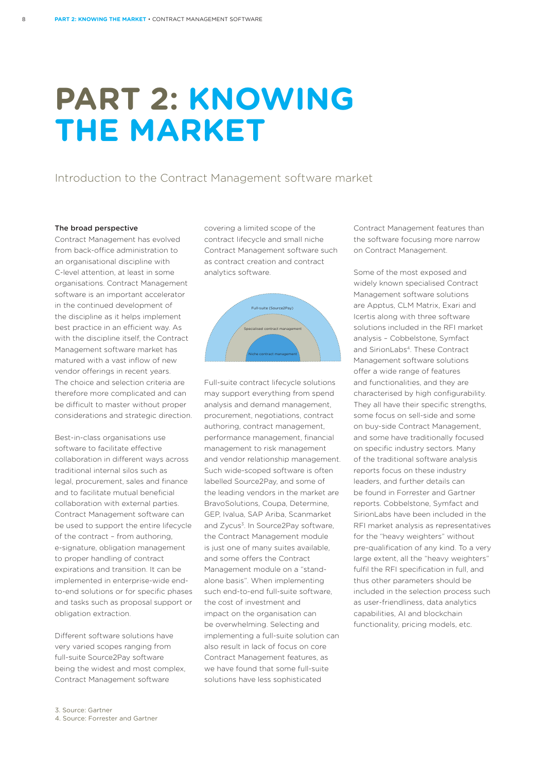# PART 2: KNOWING THE MARKET

## Introduction to the Contract Management software market

**The broad perspective**

Contract Management has evolved from back-office administration to an organisational discipline with C-level attention, at least in some organisations. Contract Management software is an important accelerator in the continued development of the discipline as it helps implement best practice in an efficient way. As with the discipline itself, the Contract Management software market has matured with a vast inflow of new vendor offerings in recent years. The choice and selection criteria are therefore more complicated and can be difficult to master without proper considerations and strategic direction.

Best-in-class organisations use software to facilitate effective collaboration in different ways across traditional internal silos such as legal, procurement, sales and finance and to facilitate mutual beneficial collaboration with external parties. Contract Management software can be used to support the entire lifecycle of the contract – from authoring, e-signature, obligation management to proper handling of contract expirations and transition. It can be implemented in enterprise-wide end-to-end solutions or for specific phases and tasks such as proposal support or obligation extraction.

Different software solutions have very varied scopes ranging from full-suite Source2Pay software being the widest and most complex, Contract Management software covering a limited scope of the contract lifecycle and small niche Contract Management software such as contract creation and contract analytics software.

Full-suite (Source2Pay)

Specialised contract management

Niche contract management

Full-suite contract lifecycle solutions may support everything from spend analysis and demand management, procurement, negotiations, contract authoring, contract management, performance management, financial management to risk management and vendor relationship management. Such wide-scoped software is often labelled Source2Pay, and some of the leading vendors in the market are BravoSolutions, Coupa, Determine, GEP, Ivalua, SAP Ariba, Scanmarket and Zycus[3]. In Source2Pay software, the Contract Management module is just one of many suites available, and some offers the Contract Management module on a "stand-alone basis". When implementing such end-to-end full-suite software, the cost of investment and impact on the organisation can be overwhelming. Selecting and implementing a full-suite solution can also result in lack of focus on core Contract Management features, as we have found that some full-suite solutions have less sophisticated Contract Management features than the software focusing more narrow on Contract Management.

Some of the most exposed and widely known specialised Contract Management software solutions are Apptus, CLM Matrix, Exari and Icertis along with three software solutions included in the RFI market analysis – Cobbelstone, Symfact and SirionLabs[4]. These Contract Management software solutions offer a wide range of features and functionalities, and they are characterised by high configurability. They all have their specific strengths, some focus on sell-side and some on buy-side Contract Management, and some have traditionally focused on specific industry sectors. Many of the traditional software analysis reports focus on these industry leaders, and further details can be found in Forrester and Gartner reports. Cobbelstone, Symfact and SirionLabs have been included in the RFI market analysis as representatives for the "heavy weighters" without pre-qualification of any kind. To a very large extent, all the "heavy weighters" fulfil the RFI specification in full, and thus other parameters should be included in the selection process such as user-friendliness, data analytics capabilities, AI and blockchain functionality, pricing models, etc.

3. Source: Gartner
4. Source: Forrester and Gartner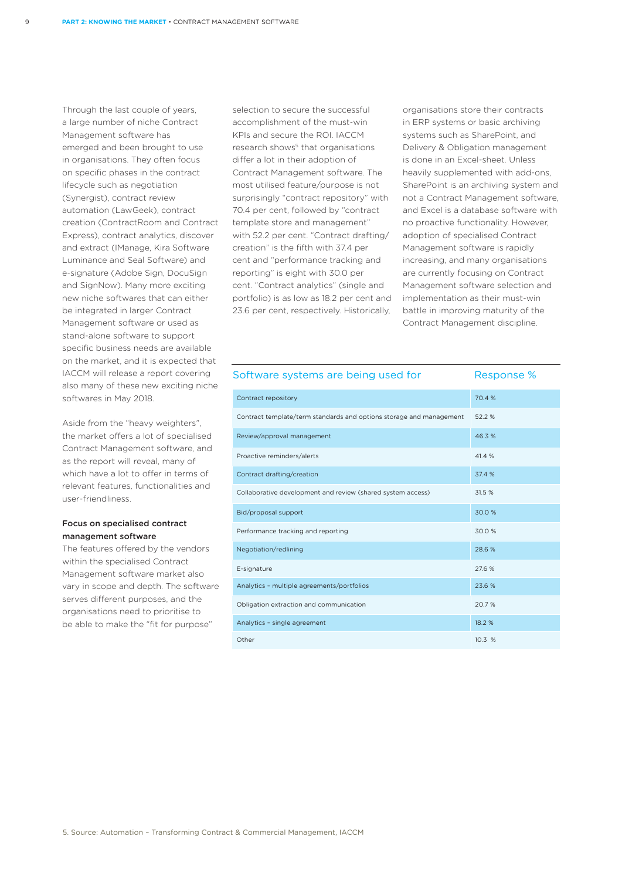Through the last couple of years, a large number of niche Contract Management software has emerged and been brought to use in organisations. They often focus on specific phases in the contract lifecycle such as negotiation (Synergist), contract review automation (LawGeek), contract creation (ContractRoom and Contract Express), contract analytics, discover and extract (IManage, Kira Software Luminance and Seal Software) and e-signature (Adobe Sign, DocuSign and SignNow). Many more exciting new niche softwares that can either be integrated in larger Contract Management software or used as stand-alone software to support specific business needs are available on the market, and it is expected that IACCM will release a report covering also many of these new exciting niche softwares in May 2018.

Aside from the "heavy weighters", the market offers a lot of specialised Contract Management software, and as the report will reveal, many of which have a lot to offer in terms of relevant features, functionalities and user-friendliness.

### Focus on specialised contract management software

The features offered by the vendors within the specialised Contract Management software market also vary in scope and depth. The software serves different purposes, and the organisations need to prioritise to be able to make the "fit for purpose" selection to secure the successful accomplishment of the must-win KPIs and secure the ROI. IACCM research shows[5] that organisations differ a lot in their adoption of Contract Management software. The most utilised feature/purpose is not surprisingly "contract repository" with 70.4 per cent, followed by "contract template store and management" with 52.2 per cent. "Contract drafting/creation" is the fifth with 37.4 per cent and "performance tracking and reporting" is eight with 30.0 per cent. "Contract analytics" (single and portfolio) is as low as 18.2 per cent and 23.6 per cent, respectively. Historically, organisations store their contracts in ERP systems or basic archiving systems such as SharePoint, and Delivery & Obligation management is done in an Excel-sheet. Unless heavily supplemented with add-ons, SharePoint is an archiving system and not a Contract Management software, and Excel is a database software with no proactive functionality. However, adoption of specialised Contract Management software is rapidly increasing, and many organisations are currently focusing on Contract Management software selection and implementation as their must-win battle in improving maturity of the Contract Management discipline.

| Software systems are being used for | Response % |
|---|---|
| Contract repository | 70.4 % |
| Contract template/term standards and options storage and management | 52.2 % |
| Review/approval management | 46.3 % |
| Proactive reminders/alerts | 41.4 % |
| Contract drafting/creation | 37.4 % |
| Collaborative development and review (shared system access) | 31.5 % |
| Bid/proposal support | 30.0 % |
| Performance tracking and reporting | 30.0 % |
| Negotiation/redlining | 28.6 % |
| E-signature | 27.6 % |
| Analytics – multiple agreements/portfolios | 23.6 % |
| Obligation extraction and communication | 20.7 % |
| Analytics – single agreement | 18.2 % |
| Other | 10.3 % |

5. Source: Automation – Transforming Contract & Commercial Management, IACCM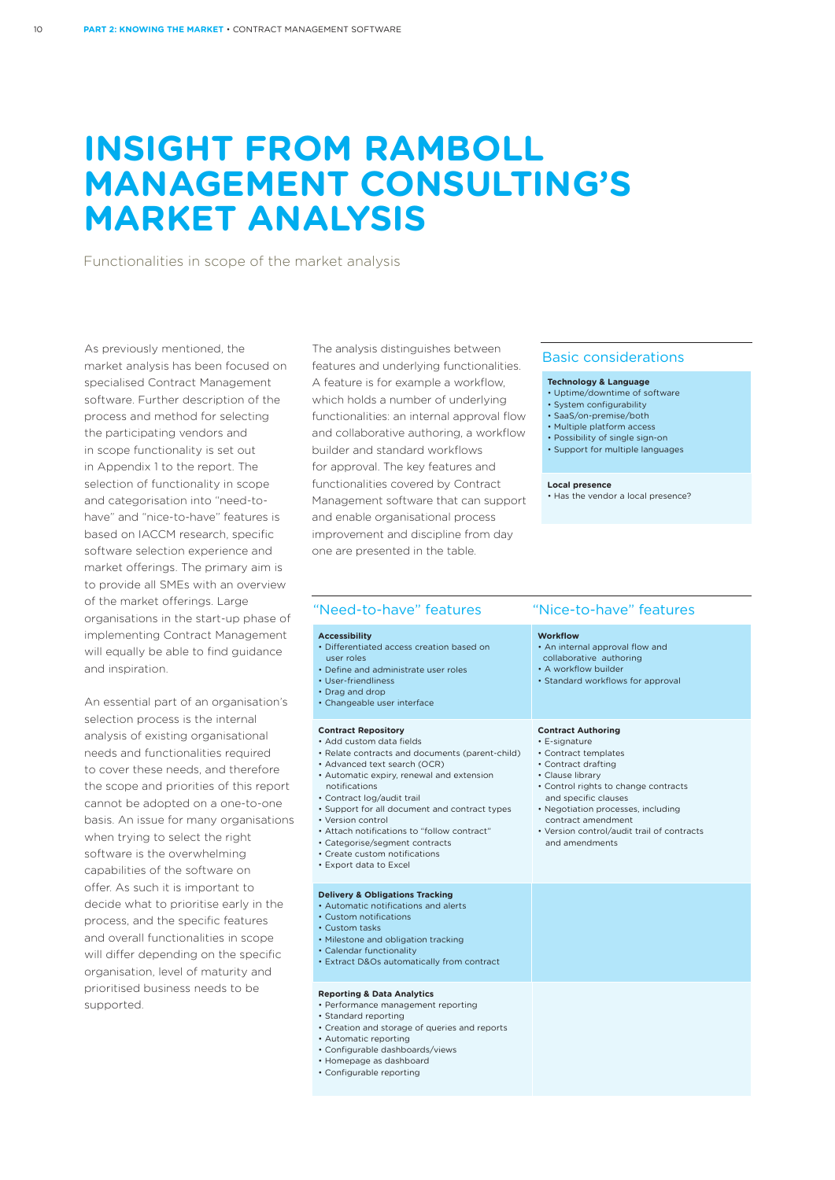# INSIGHT FROM RAMBOLL MANAGEMENT CONSULTING'S MARKET ANALYSIS

Functionalities in scope of the market analysis

As previously mentioned, the market analysis has been focused on specialised Contract Management software. Further description of the process and method for selecting the participating vendors and in scope functionality is set out in Appendix 1 to the report. The selection of functionality in scope and categorisation into "need-to-have" and "nice-to-have" features is based on IACCM research, specific software selection experience and market offerings. The primary aim is to provide all SMEs with an overview of the market offerings. Large organisations in the start-up phase of implementing Contract Management will equally be able to find guidance and inspiration.

An essential part of an organisation's selection process is the internal analysis of existing organisational needs and functionalities required to cover these needs, and therefore the scope and priorities of this report cannot be adopted on a one-to-one basis. An issue for many organisations when trying to select the right software is the overwhelming capabilities of the software on offer. As such it is important to decide what to prioritise early in the process, and the specific features and overall functionalities in scope will differ depending on the specific organisation, level of maturity and prioritised business needs to be supported.

The analysis distinguishes between features and underlying functionalities. A feature is for example a workflow, which holds a number of underlying functionalities: an internal approval flow and collaborative authoring, a workflow builder and standard workflows for approval. The key features and functionalities covered by Contract Management software that can support and enable organisational process improvement and discipline from day one are presented in the table.

## Basic considerations

**Technology & Language**
- Uptime/downtime of software
- System configurability
- SaaS/on-premise/both
- Multiple platform access
- Possibility of single sign-on
- Support for multiple languages

**Local presence**
- Has the vendor a local presence?

| "Need-to-have" features | "Nice-to-have" features |
|---|---|
| **Accessibility**<br>• Differentiated access creation based on user roles<br>• Define and administrate user roles<br>• User-friendliness<br>• Drag and drop<br>• Changeable user interface | **Workflow**<br>• An internal approval flow and collaborative authoring<br>• A workflow builder<br>• Standard workflows for approval |
| **Contract Repository**<br>• Add custom data fields<br>• Relate contracts and documents (parent-child)<br>• Advanced text search (OCR)<br>• Automatic expiry, renewal and extension notifications<br>• Contract log/audit trail<br>• Support for all document and contract types<br>• Version control<br>• Attach notifications to "follow contract"<br>• Categorise/segment contracts<br>• Create custom notifications<br>• Export data to Excel | **Contract Authoring**<br>• E-signature<br>• Contract templates<br>• Contract drafting<br>• Clause library<br>• Control rights to change contracts and specific clauses<br>• Negotiation processes, including contract amendment<br>• Version control/audit trail of contracts and amendments |
| **Delivery & Obligations Tracking**<br>• Automatic notifications and alerts<br>• Custom notifications<br>• Custom tasks<br>• Milestone and obligation tracking<br>• Calendar functionality<br>• Extract D&Os automatically from contract | |
| **Reporting & Data Analytics**<br>• Performance management reporting<br>• Standard reporting<br>• Creation and storage of queries and reports<br>• Automatic reporting<br>• Configurable dashboards/views<br>• Homepage as dashboard<br>• Configurable reporting | |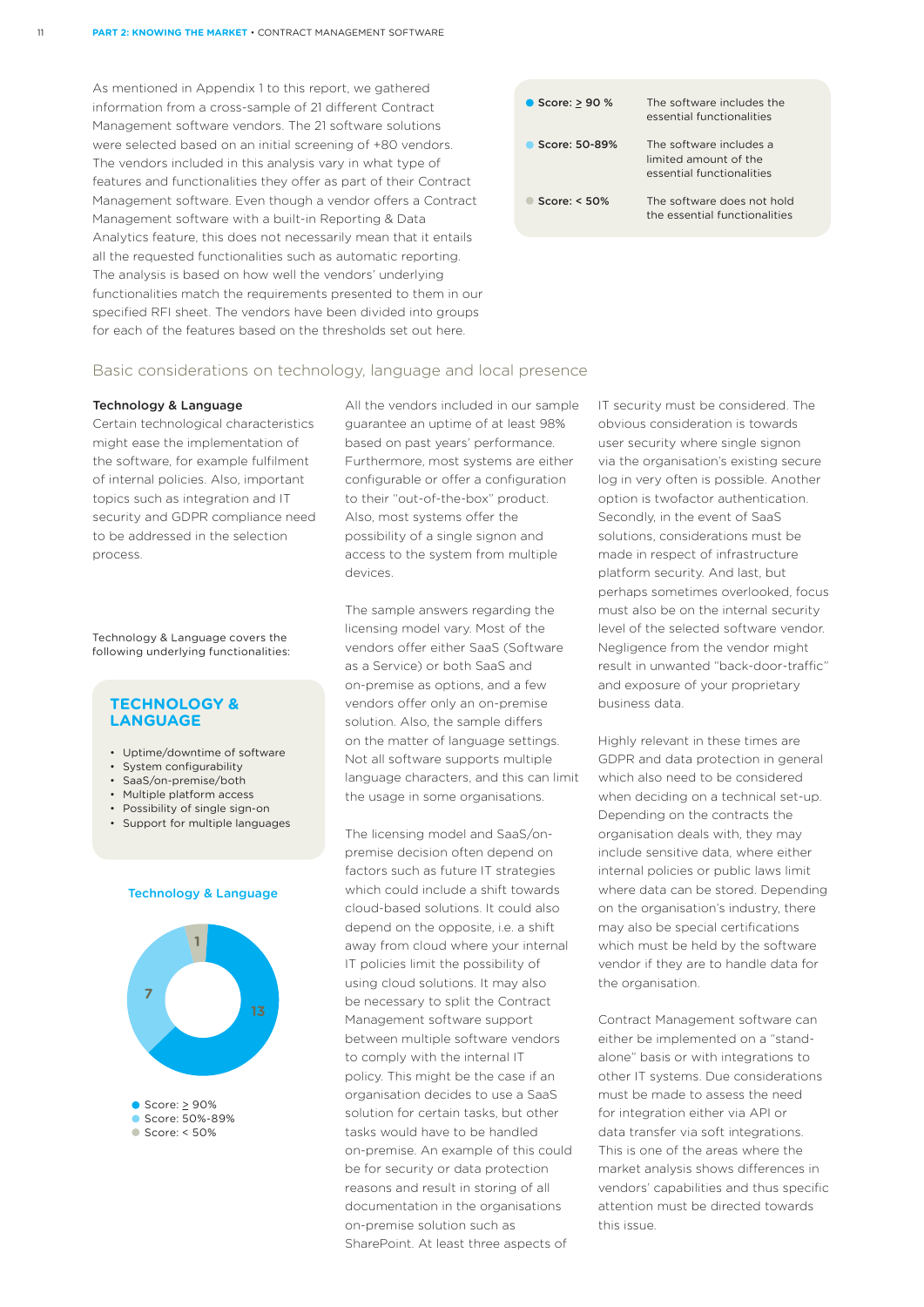As mentioned in Appendix 1 to this report, we gathered information from a cross-sample of 21 different Contract Management software vendors. The 21 software solutions were selected based on an initial screening of +80 vendors. The vendors included in this analysis vary in what type of features and functionalities they offer as part of their Contract Management software. Even though a vendor offers a Contract Management software with a built-in Reporting & Data Analytics feature, this does not necessarily mean that it entails all the requested functionalities such as automatic reporting. The analysis is based on how well the vendors' underlying functionalities match the requirements presented to them in our specified RFI sheet. The vendors have been divided into groups for each of the features based on the thresholds set out here.

| Score | Description |
| --- | --- |
| Score: ≥ 90 % | The software includes the essential functionalities |
| Score: 50-89% | The software includes a limited amount of the essential functionalities |
| Score: < 50% | The software does not hold the essential functionalities |

## Basic considerations on technology, language and local presence

**Technology & Language**

Certain technological characteristics might ease the implementation of the software, for example fulfilment of internal policies. Also, important topics such as integration and IT security and GDPR compliance need to be addressed in the selection process.

Technology & Language covers the following underlying functionalities:

**TECHNOLOGY & LANGUAGE**

- Uptime/downtime of software
- System configurability
- SaaS/on-premise/both
- Multiple platform access
- Possibility of single sign-on
- Support for multiple languages

**Technology & Language**

| Score | Number of vendors |
| --- | --- |
| Score: ≥ 90% | 13 |
| Score: 50%-89% | 7 |
| Score: < 50% | 1 |

All the vendors included in our sample guarantee an uptime of at least 98% based on past years' performance. Furthermore, most systems are either configurable or offer a configuration to their "out-of-the-box" product. Also, most systems offer the possibility of a single signon and access to the system from multiple devices.

The sample answers regarding the licensing model vary. Most of the vendors offer either SaaS (Software as a Service) or both SaaS and on-premise as options, and a few vendors offer only an on-premise solution. Also, the sample differs on the matter of language settings. Not all software supports multiple language characters, and this can limit the usage in some organisations.

The licensing model and SaaS/on-premise decision often depend on factors such as future IT strategies which could include a shift towards cloud-based solutions. It could also depend on the opposite, i.e. a shift away from cloud where your internal IT policies limit the possibility of using cloud solutions. It may also be necessary to split the Contract Management software support between multiple software vendors to comply with the internal IT policy. This might be the case if an organisation decides to use a SaaS solution for certain tasks, but other tasks would have to be handled on-premise. An example of this could be for security or data protection reasons and result in storing of all documentation in the organisations on-premise solution such as SharePoint. At least three aspects of IT security must be considered. The obvious consideration is towards user security where single signon via the organisation's existing secure log in very often is possible. Another option is twofactor authentication. Secondly, in the event of SaaS solutions, considerations must be made in respect of infrastructure platform security. And last, but perhaps sometimes overlooked, focus must also be on the internal security level of the selected software vendor. Negligence from the vendor might result in unwanted "back-door-traffic" and exposure of your proprietary business data.

Highly relevant in these times are GDPR and data protection in general which also need to be considered when deciding on a technical set-up. Depending on the contracts the organisation deals with, they may include sensitive data, where either internal policies or public laws limit where data can be stored. Depending on the organisation's industry, there may also be special certifications which must be held by the software vendor if they are to handle data for the organisation.

Contract Management software can either be implemented on a "stand-alone" basis or with integrations to other IT systems. Due considerations must be made to assess the need for integration either via API or data transfer via soft integrations. This is one of the areas where the market analysis shows differences in vendors' capabilities and thus specific attention must be directed towards this issue.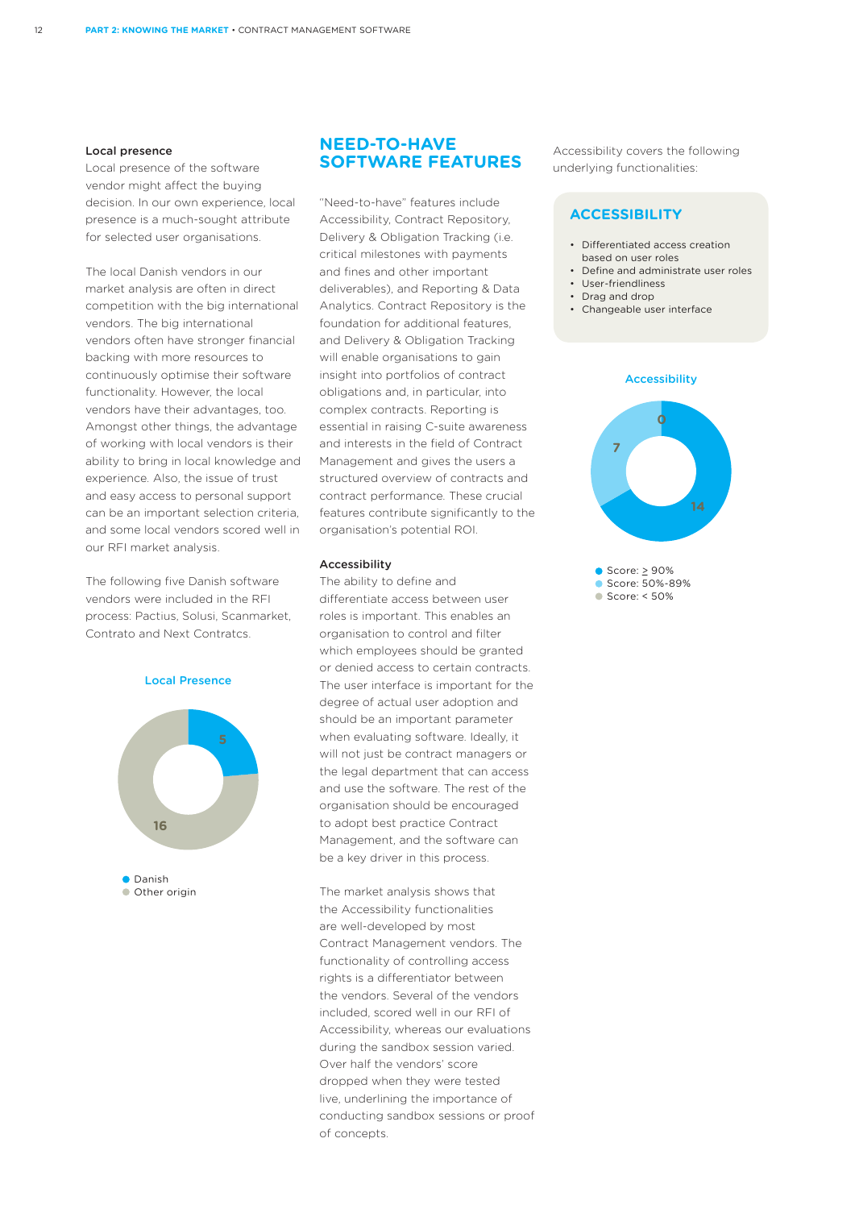### Local presence

Local presence of the software vendor might affect the buying decision. In our own experience, local presence is a much-sought attribute for selected user organisations.

The local Danish vendors in our market analysis are often in direct competition with the big international vendors. The big international vendors often have stronger financial backing with more resources to continuously optimise their software functionality. However, the local vendors have their advantages, too. Amongst other things, the advantage of working with local vendors is their ability to bring in local knowledge and experience. Also, the issue of trust and easy access to personal support can be an important selection criteria, and some local vendors scored well in our RFI market analysis.

The following five Danish software vendors were included in the RFI process: Pactius, Solusi, Scanmarket, Contrato and Next Contracts.

**Local Presence**

| Origin | Count |
|---|---|
| Danish | 5 |
| Other origin | 16 |

## NEED-TO-HAVE SOFTWARE FEATURES

"Need-to-have" features include Accessibility, Contract Repository, Delivery & Obligation Tracking (i.e. critical milestones with payments and fines and other important deliverables), and Reporting & Data Analytics. Contract Repository is the foundation for additional features, and Delivery & Obligation Tracking will enable organisations to gain insight into portfolios of contract obligations and, in particular, into complex contracts. Reporting is essential in raising C-suite awareness and interests in the field of Contract Management and gives the users a structured overview of contracts and contract performance. These crucial features contribute significantly to the organisation's potential ROI.

### Accessibility

The ability to define and differentiate access between user roles is important. This enables an organisation to control and filter which employees should be granted or denied access to certain contracts. The user interface is important for the degree of actual user adoption and should be an important parameter when evaluating software. Ideally, it will not just be contract managers or the legal department that can access and use the software. The rest of the organisation should be encouraged to adopt best practice Contract Management, and the software can be a key driver in this process.

The market analysis shows that the Accessibility functionalities are well-developed by most Contract Management vendors. The functionality of controlling access rights is a differentiator between the vendors. Several of the vendors included, scored well in our RFI of Accessibility, whereas our evaluations during the sandbox session varied. Over half the vendors' score dropped when they were tested live, underlining the importance of conducting sandbox sessions or proof of concepts.

Accessibility covers the following underlying functionalities:

### ACCESSIBILITY

- Differentiated access creation based on user roles
- Define and administrate user roles
- User-friendliness
- Drag and drop
- Changeable user interface

**Accessibility**

| Score | Count |
|---|---|
| Score: ≥ 90% | 14 |
| Score: 50%-89% | 7 |
| Score: < 50% | 0 |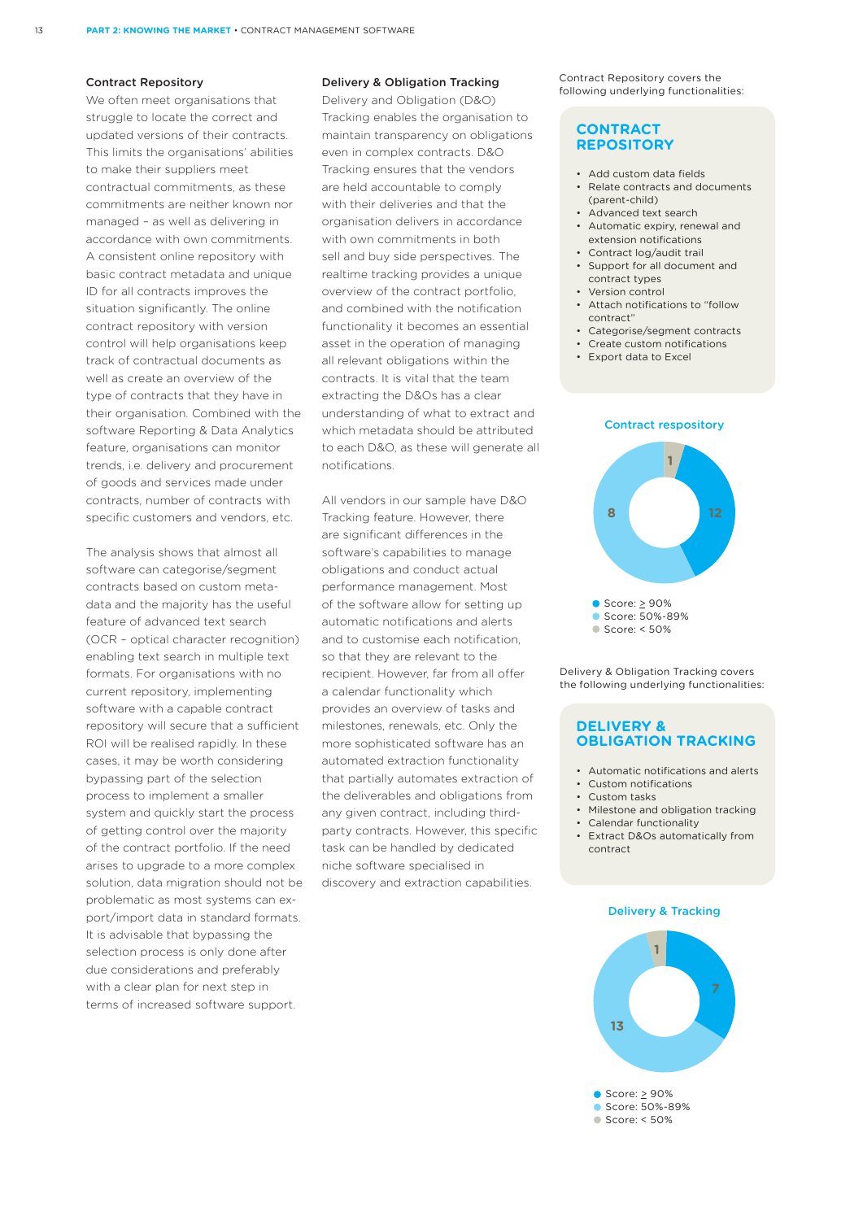### Contract Repository

We often meet organisations that struggle to locate the correct and updated versions of their contracts. This limits the organisations' abilities to make their suppliers meet contractual commitments, as these commitments are neither known nor managed – as well as delivering in accordance with own commitments. A consistent online repository with basic contract metadata and unique ID for all contracts improves the situation significantly. The online contract repository with version control will help organisations keep track of contractual documents as well as create an overview of the type of contracts that they have in their organisation. Combined with the software Reporting & Data Analytics feature, organisations can monitor trends, i.e. delivery and procurement of goods and services made under contracts, number of contracts with specific customers and vendors, etc.

The analysis shows that almost all software can categorise/segment contracts based on custom meta-data and the majority has the useful feature of advanced text search (OCR – optical character recognition) enabling text search in multiple text formats. For organisations with no current repository, implementing software with a capable contract repository will secure that a sufficient ROI will be realised rapidly. In these cases, it may be worth considering bypassing part of the selection process to implement a smaller system and quickly start the process of getting control over the majority of the contract portfolio. If the need arises to upgrade to a more complex solution, data migration should not be problematic as most systems can export/import data in standard formats. It is advisable that bypassing the selection process is only done after due considerations and preferably with a clear plan for next step in terms of increased software support.

### Delivery & Obligation Tracking

Delivery and Obligation (D&O) Tracking enables the organisation to maintain transparency on obligations even in complex contracts. D&O Tracking ensures that the vendors are held accountable to comply with their deliveries and that the organisation delivers in accordance with own commitments in both sell and buy side perspectives. The realtime tracking provides a unique overview of the contract portfolio, and combined with the notification functionality it becomes an essential asset in the operation of managing all relevant obligations within the contracts. It is vital that the team extracting the D&Os has a clear understanding of what to extract and which metadata should be attributed to each D&O, as these will generate all notifications.

All vendors in our sample have D&O Tracking feature. However, there are significant differences in the software's capabilities to manage obligations and conduct actual performance management. Most of the software allow for setting up automatic notifications and alerts and to customise each notification, so that they are relevant to the recipient. However, far from all offer a calendar functionality which provides an overview of tasks and milestones, renewals, etc. Only the more sophisticated software has an automated extraction functionality that partially automates extraction of the deliverables and obligations from any given contract, including third-party contracts. However, this specific task can be handled by dedicated niche software specialised in discovery and extraction capabilities.

Contract Repository covers the following underlying functionalities:

**CONTRACT REPOSITORY**

- Add custom data fields
- Relate contracts and documents (parent-child)
- Advanced text search
- Automatic expiry, renewal and extension notifications
- Contract log/audit trail
- Support for all document and contract types
- Version control
- Attach notifications to "follow contract"
- Categorise/segment contracts
- Create custom notifications
- Export data to Excel

**Contract respository**

| Score | Number |
|---|---|
| Score: ≥ 90% | 12 |
| Score: 50%-89% | 8 |
| Score: < 50% | 1 |

Delivery & Obligation Tracking covers the following underlying functionalities:

**DELIVERY & OBLIGATION TRACKING**

- Automatic notifications and alerts
- Custom notifications
- Custom tasks
- Milestone and obligation tracking
- Calendar functionality
- Extract D&Os automatically from contract

**Delivery & Tracking**

| Score | Number |
|---|---|
| Score: ≥ 90% | 7 |
| Score: 50%-89% | 13 |
| Score: < 50% | 1 |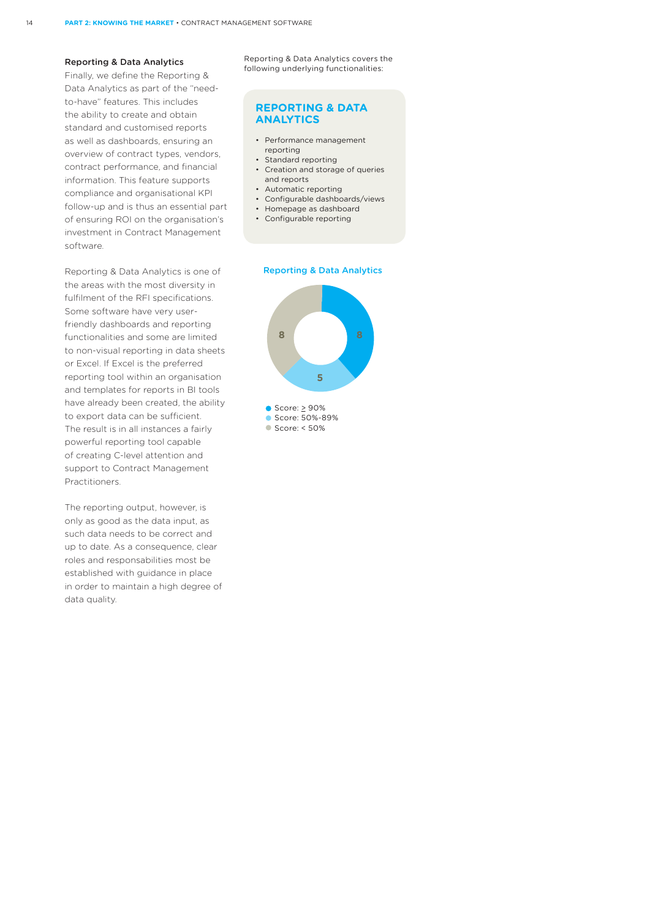### Reporting & Data Analytics

Finally, we define the Reporting & Data Analytics as part of the "need-to-have" features. This includes the ability to create and obtain standard and customised reports as well as dashboards, ensuring an overview of contract types, vendors, contract performance, and financial information. This feature supports compliance and organisational KPI follow-up and is thus an essential part of ensuring ROI on the organisation's investment in Contract Management software.

Reporting & Data Analytics is one of the areas with the most diversity in fulfilment of the RFI specifications. Some software have very user-friendly dashboards and reporting functionalities and some are limited to non-visual reporting in data sheets or Excel. If Excel is the preferred reporting tool within an organisation and templates for reports in BI tools have already been created, the ability to export data can be sufficient. The result is in all instances a fairly powerful reporting tool capable of creating C-level attention and support to Contract Management Practitioners.

The reporting output, however, is only as good as the data input, as such data needs to be correct and up to date. As a consequence, clear roles and responsabilities most be established with guidance in place in order to maintain a high degree of data quality.

Reporting & Data Analytics covers the following underlying functionalities:

**REPORTING & DATA ANALYTICS**

- Performance management reporting
- Standard reporting
- Creation and storage of queries and reports
- Automatic reporting
- Configurable dashboards/views
- Homepage as dashboard
- Configurable reporting

**Reporting & Data Analytics**

| Score | Count |
|---|---|
| Score: ≥ 90% | 8 |
| Score: 50%-89% | 5 |
| Score: < 50% | 8 |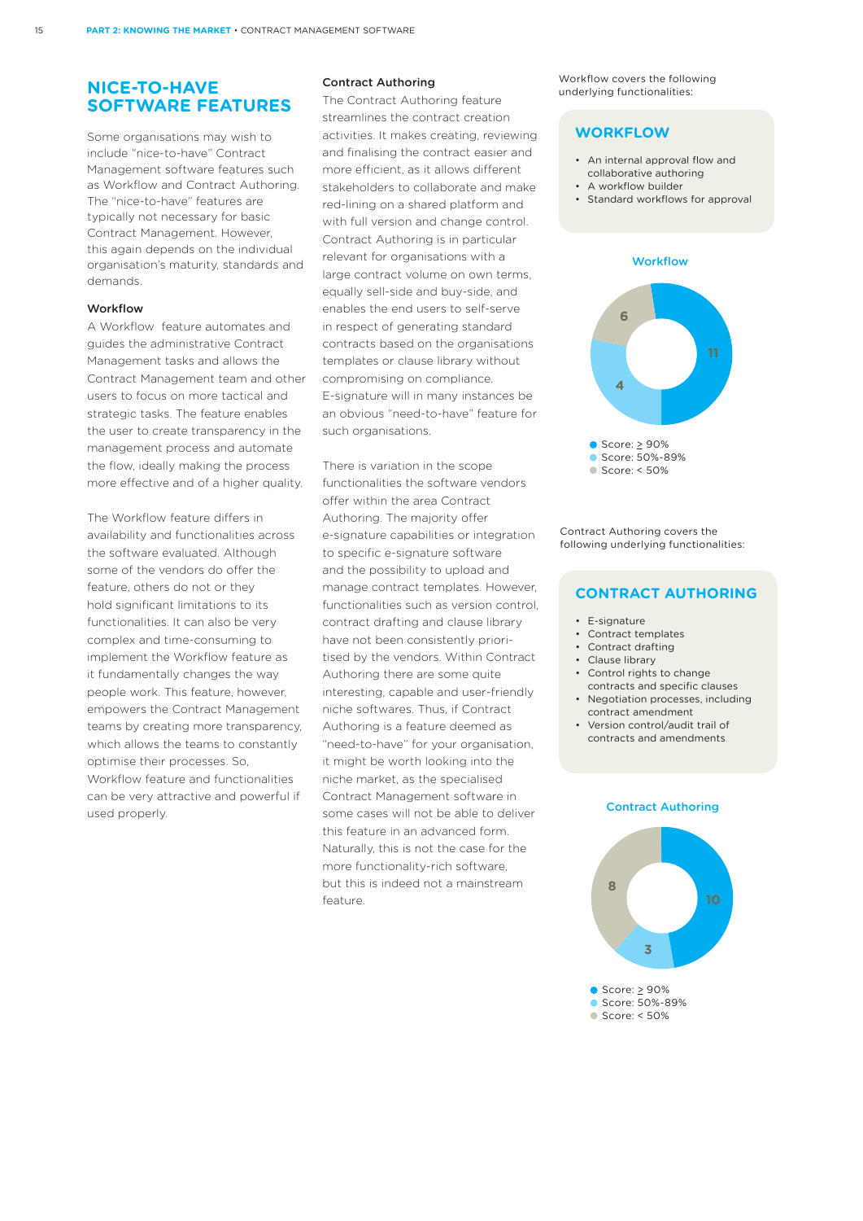## NICE-TO-HAVE SOFTWARE FEATURES

Some organisations may wish to include "nice-to-have" Contract Management software features such as Workflow and Contract Authoring. The "nice-to-have" features are typically not necessary for basic Contract Management. However, this again depends on the individual organisation's maturity, standards and demands.

### Workflow

A Workflow feature automates and guides the administrative Contract Management tasks and allows the Contract Management team and other users to focus on more tactical and strategic tasks. The feature enables the user to create transparency in the management process and automate the flow, ideally making the process more effective and of a higher quality.

The Workflow feature differs in availability and functionalities across the software evaluated. Although some of the vendors do offer the feature, others do not or they hold significant limitations to its functionalities. It can also be very complex and time-consuming to implement the Workflow feature as it fundamentally changes the way people work. This feature, however, empowers the Contract Management teams by creating more transparency, which allows the teams to constantly optimise their processes. So, Workflow feature and functionalities can be very attractive and powerful if used properly.

### Contract Authoring

The Contract Authoring feature streamlines the contract creation activities. It makes creating, reviewing and finalising the contract easier and more efficient, as it allows different stakeholders to collaborate and make red-lining on a shared platform and with full version and change control. Contract Authoring is in particular relevant for organisations with a large contract volume on own terms, equally sell-side and buy-side, and enables the end users to self-serve in respect of generating standard contracts based on the organisations templates or clause library without compromising on compliance. E-signature will in many instances be an obvious "need-to-have" feature for such organisations.

There is variation in the scope functionalities the software vendors offer within the area Contract Authoring. The majority offer e-signature capabilities or integration to specific e-signature software and the possibility to upload and manage contract templates. However, functionalities such as version control, contract drafting and clause library have not been consistently prioritised by the vendors. Within Contract Authoring there are some quite interesting, capable and user-friendly niche softwares. Thus, if Contract Authoring is a feature deemed as "need-to-have" for your organisation, it might be worth looking into the niche market, as the specialised Contract Management software in some cases will not be able to deliver this feature in an advanced form. Naturally, this is not the case for the more functionality-rich software, but this is indeed not a mainstream feature.

Workflow covers the following underlying functionalities:

**WORKFLOW**

- An internal approval flow and collaborative authoring
- A workflow builder
- Standard workflows for approval

**Workflow**

| Score | Count |
|---|---|
| Score: ≥ 90% | 11 |
| Score: 50%-89% | 4 |
| Score: < 50% | 6 |

Contract Authoring covers the following underlying functionalities:

**CONTRACT AUTHORING**

- E-signature
- Contract templates
- Contract drafting
- Clause library
- Control rights to change contracts and specific clauses
- Negotiation processes, including contract amendment
- Version control/audit trail of contracts and amendments

**Contract Authoring**

| Score | Count |
|---|---|
| Score: ≥ 90% | 10 |
| Score: 50%-89% | 3 |
| Score: < 50% | 8 |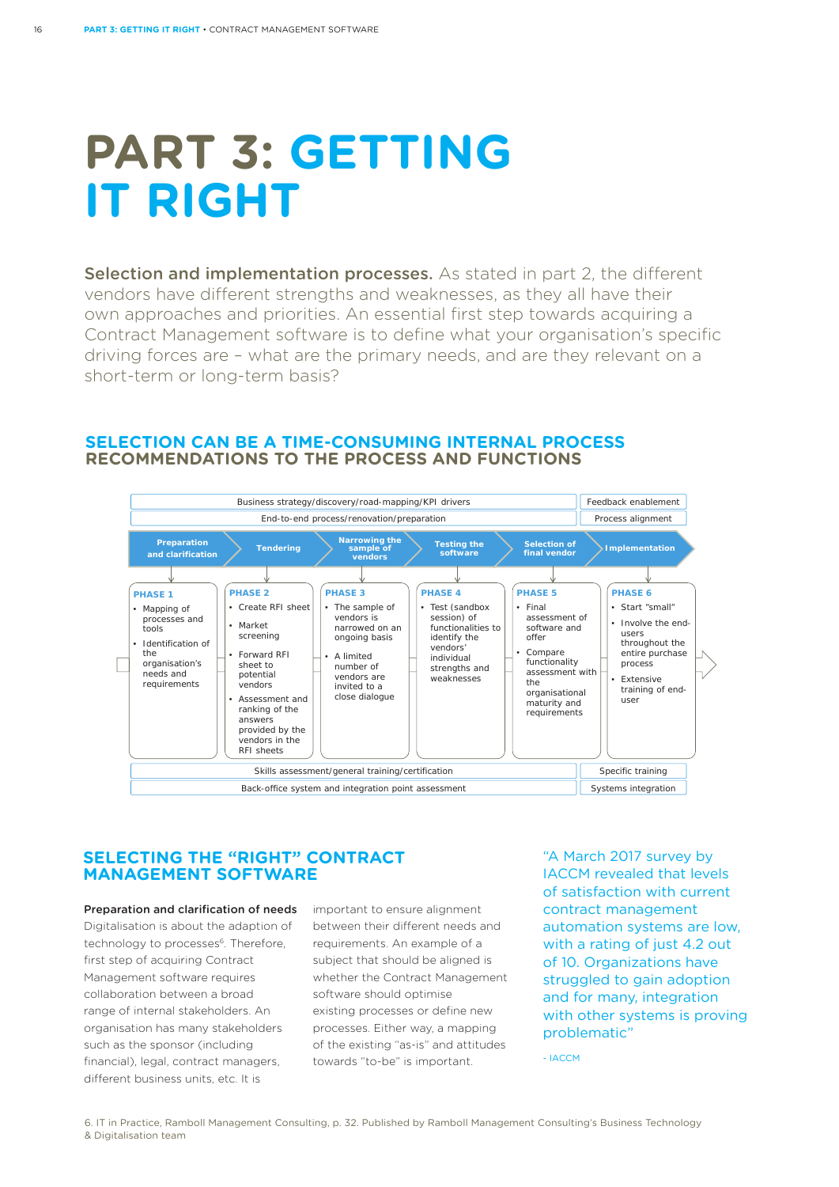# PART 3: GETTING IT RIGHT

**Selection and implementation processes.** As stated in part 2, the different vendors have different strengths and weaknesses, as they all have their own approaches and priorities. An essential first step towards acquiring a Contract Management software is to define what your organisation's specific driving forces are – what are the primary needs, and are they relevant on a short-term or long-term basis?

## SELECTION CAN BE A TIME-CONSUMING INTERNAL PROCESS RECOMMENDATIONS TO THE PROCESS AND FUNCTIONS

| Business strategy/discovery/road-mapping/KPI drivers | | | | | Feedback enablement |
|---|---|---|---|---|---|
| End-to-end process/renovation/preparation | | | | | Process alignment |
| **Preparation and clarification** | **Tendering** | **Narrowing the sample of vendors** | **Testing the software** | **Selection of final vendor** | **Implementation** |
| **PHASE 1**<br>• Mapping of processes and tools<br>• Identification of the organisation's needs and requirements | **PHASE 2**<br>• Create RFI sheet<br>• Market screening<br>• Forward RFI sheet to potential vendors<br>• Assessment and ranking of the answers provided by the vendors in the RFI sheets | **PHASE 3**<br>• The sample of vendors is narrowed on an ongoing basis<br>• A limited number of vendors are invited to a close dialogue | **PHASE 4**<br>• Test (sandbox session) of functionalities to identify the vendors' individual strengths and weaknesses | **PHASE 5**<br>• Final assessment of software and offer<br>• Compare functionality assessment with the organisational maturity and requirements | **PHASE 6**<br>• Start "small"<br>• Involve the end-users throughout the entire purchase process<br>• Extensive training of end-user |
| Skills assessment/general training/certification | | | | | Specific training |
| Back-office system and integration point assessment | | | | | Systems integration |

## SELECTING THE "RIGHT" CONTRACT MANAGEMENT SOFTWARE

**Preparation and clarification of needs**
Digitalisation is about the adaption of technology to processes[6]. Therefore, first step of acquiring Contract Management software requires collaboration between a broad range of internal stakeholders. An organisation has many stakeholders such as the sponsor (including financial), legal, contract managers, different business units, etc. It is important to ensure alignment between their different needs and requirements. An example of a subject that should be aligned is whether the Contract Management software should optimise existing processes or define new processes. Either way, a mapping of the existing "as-is" and attitudes towards "to-be" is important.

> "A March 2017 survey by IACCM revealed that levels of satisfaction with current contract management automation systems are low, with a rating of just 4.2 out of 10. Organizations have struggled to gain adoption and for many, integration with other systems is proving problematic"
>
> - IACCM

6. IT in Practice, Ramboll Management Consulting, p. 32. Published by Ramboll Management Consulting's Business Technology & Digitalisation team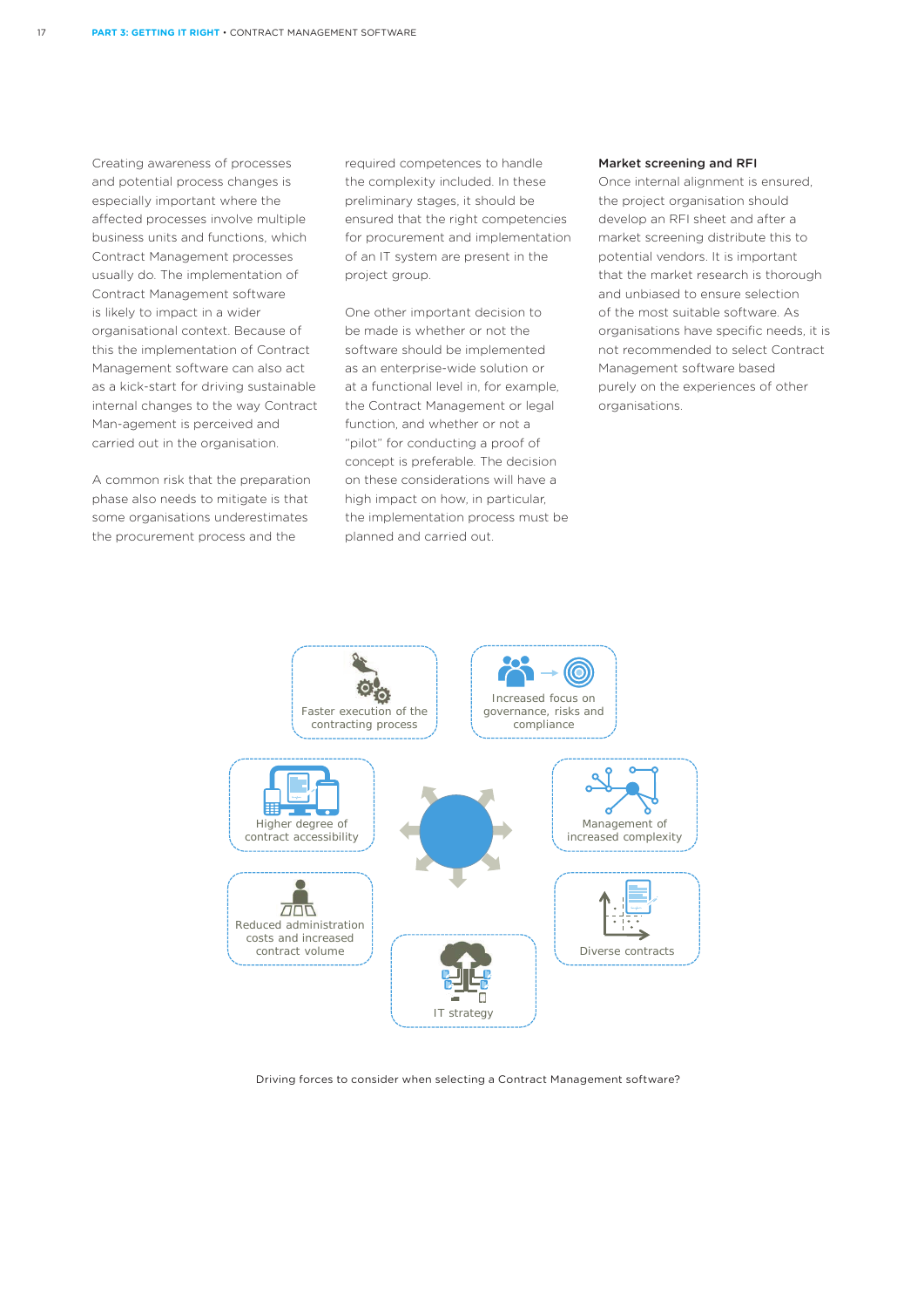Creating awareness of processes and potential process changes is especially important where the affected processes involve multiple business units and functions, which Contract Management processes usually do. The implementation of Contract Management software is likely to impact in a wider organisational context. Because of this the implementation of Contract Management software can also act as a kick-start for driving sustainable internal changes to the way Contract Man-agement is perceived and carried out in the organisation.

A common risk that the preparation phase also needs to mitigate is that some organisations underestimates the procurement process and the required competences to handle the complexity included. In these preliminary stages, it should be ensured that the right competencies for procurement and implementation of an IT system are present in the project group.

One other important decision to be made is whether or not the software should be implemented as an enterprise-wide solution or at a functional level in, for example, the Contract Management or legal function, and whether or not a "pilot" for conducting a proof of concept is preferable. The decision on these considerations will have a high impact on how, in particular, the implementation process must be planned and carried out.

**Market screening and RFI**

Once internal alignment is ensured, the project organisation should develop an RFI sheet and after a market screening distribute this to potential vendors. It is important that the market research is thorough and unbiased to ensure selection of the most suitable software. As organisations have specific needs, it is not recommended to select Contract Management software based purely on the experiences of other organisations.

- Faster execution of the contracting process
- Increased focus on governance, risks and compliance
- Higher degree of contract accessibility
- Management of increased complexity
- Reduced administration costs and increased contract volume
- Diverse contracts
- IT strategy

Driving forces to consider when selecting a Contract Management software?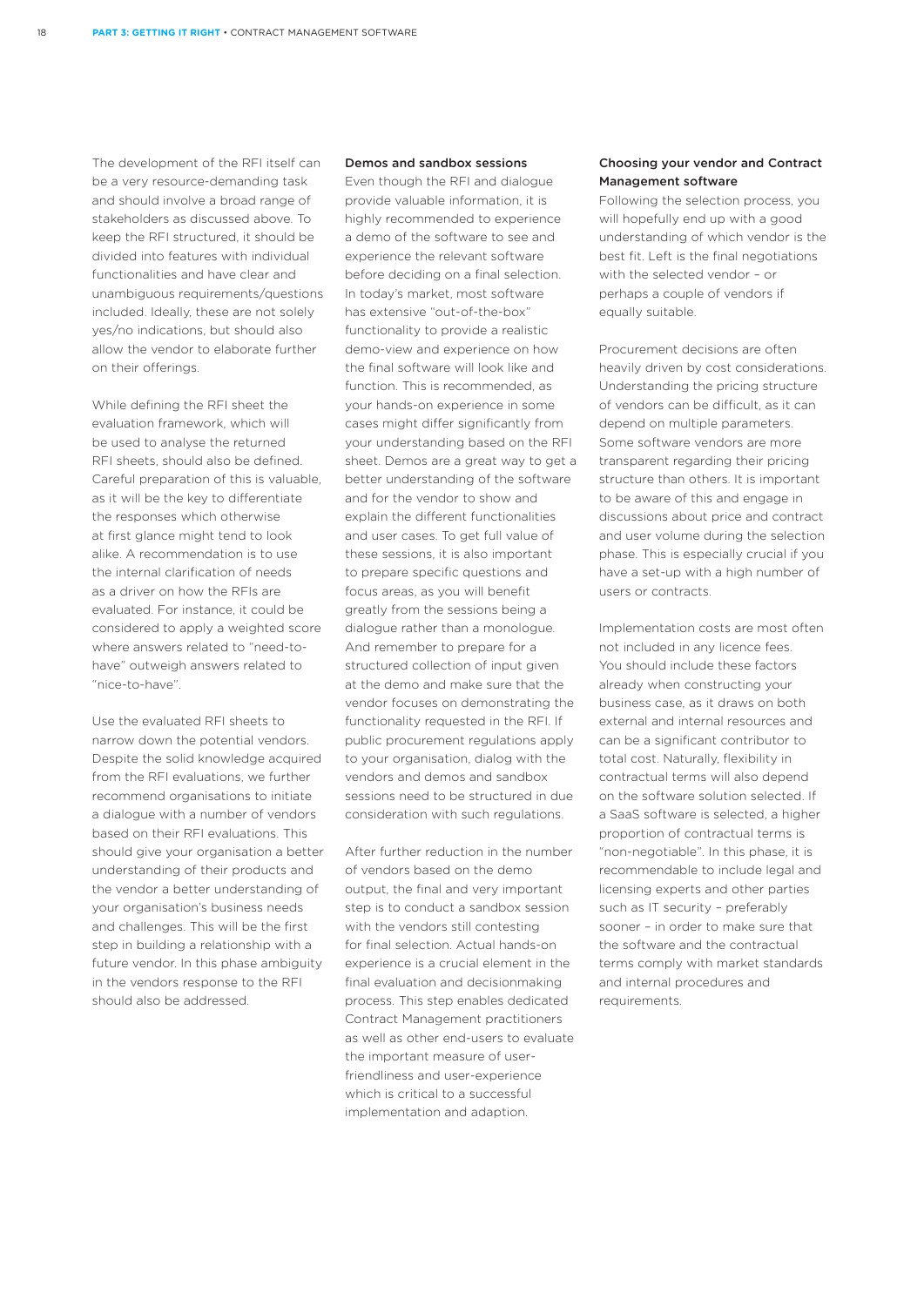The development of the RFI itself can be a very resource-demanding task and should involve a broad range of stakeholders as discussed above. To keep the RFI structured, it should be divided into features with individual functionalities and have clear and unambiguous requirements/questions included. Ideally, these are not solely yes/no indications, but should also allow the vendor to elaborate further on their offerings.

While defining the RFI sheet the evaluation framework, which will be used to analyse the returned RFI sheets, should also be defined. Careful preparation of this is valuable, as it will be the key to differentiate the responses which otherwise at first glance might tend to look alike. A recommendation is to use the internal clarification of needs as a driver on how the RFIs are evaluated. For instance, it could be considered to apply a weighted score where answers related to "need-to-have" outweigh answers related to "nice-to-have".

Use the evaluated RFI sheets to narrow down the potential vendors. Despite the solid knowledge acquired from the RFI evaluations, we further recommend organisations to initiate a dialogue with a number of vendors based on their RFI evaluations. This should give your organisation a better understanding of their products and the vendor a better understanding of your organisation's business needs and challenges. This will be the first step in building a relationship with a future vendor. In this phase ambiguity in the vendors response to the RFI should also be addressed.

### Demos and sandbox sessions

Even though the RFI and dialogue provide valuable information, it is highly recommended to experience a demo of the software to see and experience the relevant software before deciding on a final selection. In today's market, most software has extensive "out-of-the-box" functionality to provide a realistic demo-view and experience on how the final software will look like and function. This is recommended, as your hands-on experience in some cases might differ significantly from your understanding based on the RFI sheet. Demos are a great way to get a better understanding of the software and for the vendor to show and explain the different functionalities and user cases. To get full value of these sessions, it is also important to prepare specific questions and focus areas, as you will benefit greatly from the sessions being a dialogue rather than a monologue. And remember to prepare for a structured collection of input given at the demo and make sure that the vendor focuses on demonstrating the functionality requested in the RFI. If public procurement regulations apply to your organisation, dialog with the vendors and demos and sandbox sessions need to be structured in due consideration with such regulations.

After further reduction in the number of vendors based on the demo output, the final and very important step is to conduct a sandbox session with the vendors still contesting for final selection. Actual hands-on experience is a crucial element in the final evaluation and decisionmaking process. This step enables dedicated Contract Management practitioners as well as other end-users to evaluate the important measure of user-friendliness and user-experience which is critical to a successful implementation and adaption.

### Choosing your vendor and Contract Management software

Following the selection process, you will hopefully end up with a good understanding of which vendor is the best fit. Left is the final negotiations with the selected vendor – or perhaps a couple of vendors if equally suitable.

Procurement decisions are often heavily driven by cost considerations. Understanding the pricing structure of vendors can be difficult, as it can depend on multiple parameters. Some software vendors are more transparent regarding their pricing structure than others. It is important to be aware of this and engage in discussions about price and contract and user volume during the selection phase. This is especially crucial if you have a set-up with a high number of users or contracts.

Implementation costs are most often not included in any licence fees. You should include these factors already when constructing your business case, as it draws on both external and internal resources and can be a significant contributor to total cost. Naturally, flexibility in contractual terms will also depend on the software solution selected. If a SaaS software is selected, a higher proportion of contractual terms is "non-negotiable". In this phase, it is recommendable to include legal and licensing experts and other parties such as IT security – preferably sooner – in order to make sure that the software and the contractual terms comply with market standards and internal procedures and requirements.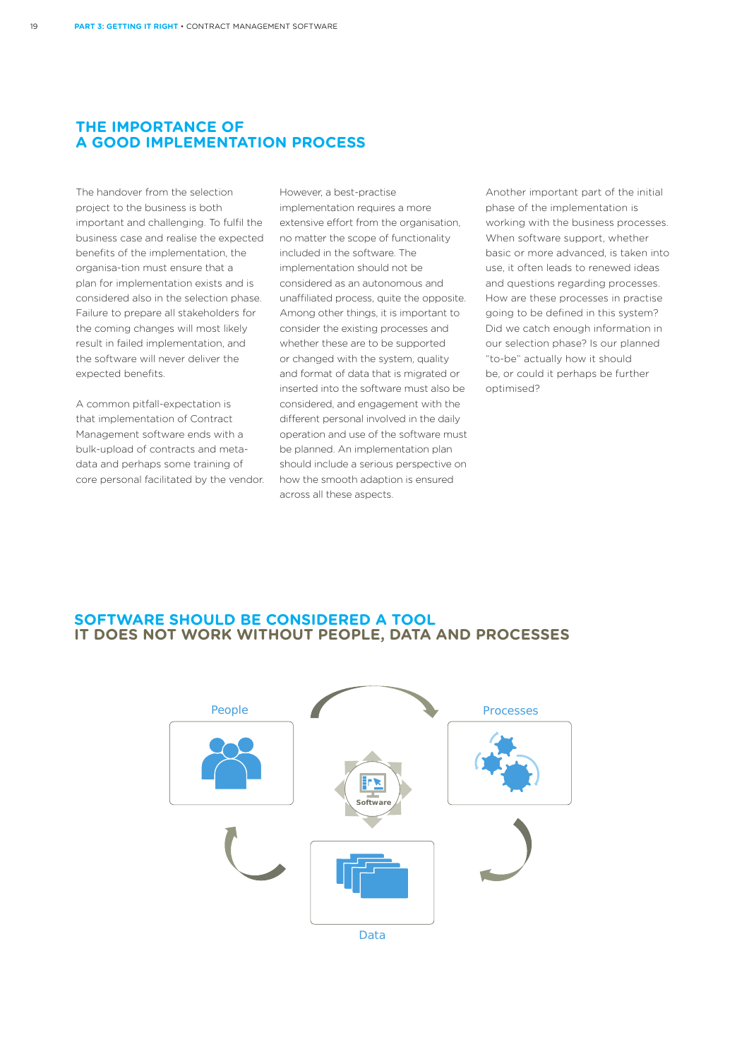## THE IMPORTANCE OF A GOOD IMPLEMENTATION PROCESS

The handover from the selection project to the business is both important and challenging. To fulfil the business case and realise the expected benefits of the implementation, the organisa-tion must ensure that a plan for implementation exists and is considered also in the selection phase. Failure to prepare all stakeholders for the coming changes will most likely result in failed implementation, and the software will never deliver the expected benefits.

A common pitfall-expectation is that implementation of Contract Management software ends with a bulk-upload of contracts and meta-data and perhaps some training of core personal facilitated by the vendor.

However, a best-practise implementation requires a more extensive effort from the organisation, no matter the scope of functionality included in the software. The implementation should not be considered as an autonomous and unaffiliated process, quite the opposite. Among other things, it is important to consider the existing processes and whether these are to be supported or changed with the system, quality and format of data that is migrated or inserted into the software must also be considered, and engagement with the different personal involved in the daily operation and use of the software must be planned. An implementation plan should include a serious perspective on how the smooth adaption is ensured across all these aspects.

Another important part of the initial phase of the implementation is working with the business processes. When software support, whether basic or more advanced, is taken into use, it often leads to renewed ideas and questions regarding processes. How are these processes in practise going to be defined in this system? Did we catch enough information in our selection phase? Is our planned "to-be" actually how it should be, or could it perhaps be further optimised?

## SOFTWARE SHOULD BE CONSIDERED A TOOL IT DOES NOT WORK WITHOUT PEOPLE, DATA AND PROCESSES

People

Processes

Software

Data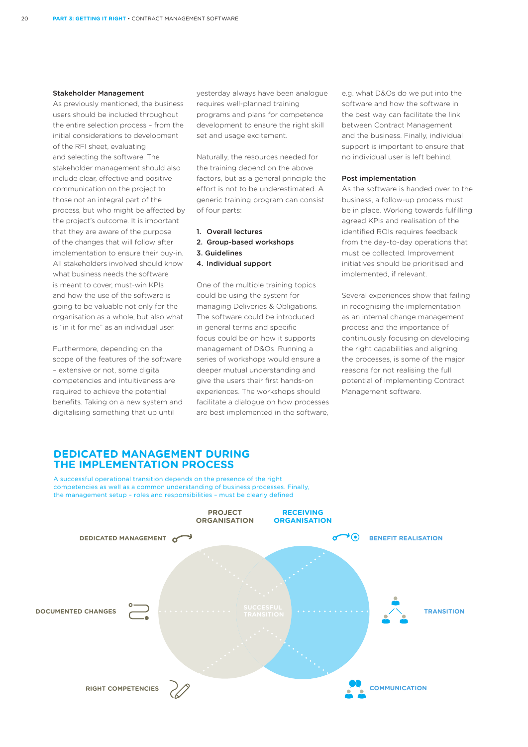### Stakeholder Management

As previously mentioned, the business users should be included throughout the entire selection process – from the initial considerations to development of the RFI sheet, evaluating and selecting the software. The stakeholder management should also include clear, effective and positive communication on the project to those not an integral part of the process, but who might be affected by the project's outcome. It is important that they are aware of the purpose of the changes that will follow after implementation to ensure their buy-in. All stakeholders involved should know what business needs the software is meant to cover, must-win KPIs and how the use of the software is going to be valuable not only for the organisation as a whole, but also what is "in it for me" as an individual user.

Furthermore, depending on the scope of the features of the software – extensive or not, some digital competencies and intuitiveness are required to achieve the potential benefits. Taking on a new system and digitalising something that up until yesterday always have been analogue requires well-planned training programs and plans for competence development to ensure the right skill set and usage excitement.

Naturally, the resources needed for the training depend on the above factors, but as a general principle the effort is not to be underestimated. A generic training program can consist of four parts:

1. **Overall lectures**
2. **Group-based workshops**
3. **Guidelines**
4. **Individual support**

One of the multiple training topics could be using the system for managing Deliveries & Obligations. The software could be introduced in general terms and specific focus could be on how it supports management of D&Os. Running a series of workshops would ensure a deeper mutual understanding and give the users their first hands-on experiences. The workshops should facilitate a dialogue on how processes are best implemented in the software, e.g. what D&Os do we put into the software and how the software in the best way can facilitate the link between Contract Management and the business. Finally, individual support is important to ensure that no individual user is left behind.

### Post implementation

As the software is handed over to the business, a follow-up process must be in place. Working towards fulfilling agreed KPIs and realisation of the identified ROIs requires feedback from the day-to-day operations that must be collected. Improvement initiatives should be prioritised and implemented, if relevant.

Several experiences show that failing in recognising the implementation as an internal change management process and the importance of continuously focusing on developing the right capabilities and aligning the processes, is some of the major reasons for not realising the full potential of implementing Contract Management software.

## DEDICATED MANAGEMENT DURING THE IMPLEMENTATION PROCESS

A successful operational transition depends on the presence of the right competencies as well as a common understanding of business processes. Finally, the management setup – roles and responsibilities – must be clearly defined

PROJECT ORGANISATION | RECEIVING ORGANISATION

DEDICATED MANAGEMENT

DOCUMENTED CHANGES

RIGHT COMPETENCIES

SUCCESFUL TRANSITION

BENEFIT REALISATION

TRANSITION

COMMUNICATION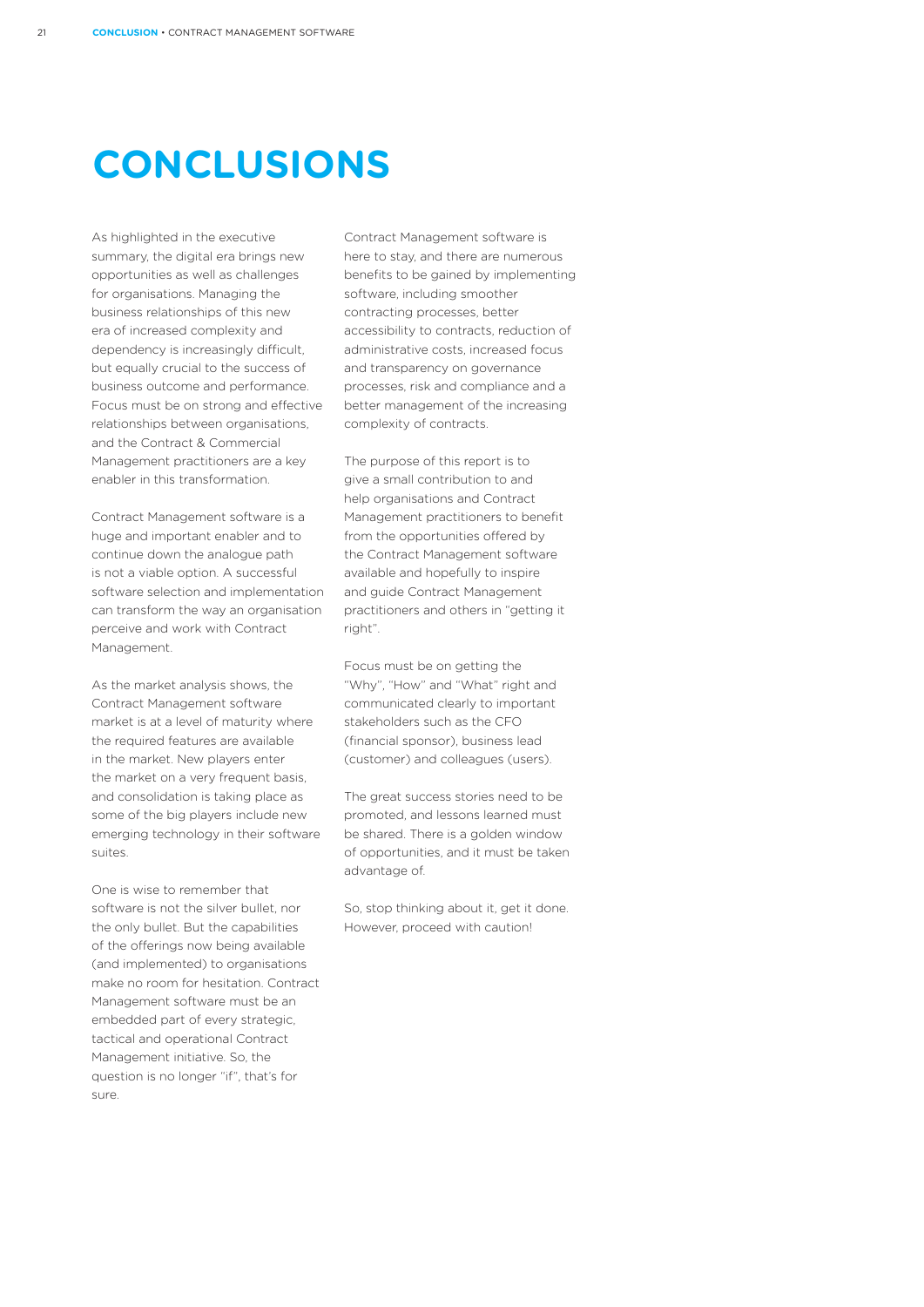# CONCLUSIONS

As highlighted in the executive summary, the digital era brings new opportunities as well as challenges for organisations. Managing the business relationships of this new era of increased complexity and dependency is increasingly difficult, but equally crucial to the success of business outcome and performance. Focus must be on strong and effective relationships between organisations, and the Contract & Commercial Management practitioners are a key enabler in this transformation.

Contract Management software is a huge and important enabler and to continue down the analogue path is not a viable option. A successful software selection and implementation can transform the way an organisation perceive and work with Contract Management.

As the market analysis shows, the Contract Management software market is at a level of maturity where the required features are available in the market. New players enter the market on a very frequent basis, and consolidation is taking place as some of the big players include new emerging technology in their software suites.

One is wise to remember that software is not the silver bullet, nor the only bullet. But the capabilities of the offerings now being available (and implemented) to organisations make no room for hesitation. Contract Management software must be an embedded part of every strategic, tactical and operational Contract Management initiative. So, the question is no longer "if", that's for sure.

Contract Management software is here to stay, and there are numerous benefits to be gained by implementing software, including smoother contracting processes, better accessibility to contracts, reduction of administrative costs, increased focus and transparency on governance processes, risk and compliance and a better management of the increasing complexity of contracts.

The purpose of this report is to give a small contribution to and help organisations and Contract Management practitioners to benefit from the opportunities offered by the Contract Management software available and hopefully to inspire and guide Contract Management practitioners and others in "getting it right".

Focus must be on getting the "Why", "How" and "What" right and communicated clearly to important stakeholders such as the CFO (financial sponsor), business lead (customer) and colleagues (users).

The great success stories need to be promoted, and lessons learned must be shared. There is a golden window of opportunities, and it must be taken advantage of.

So, stop thinking about it, get it done. However, proceed with caution!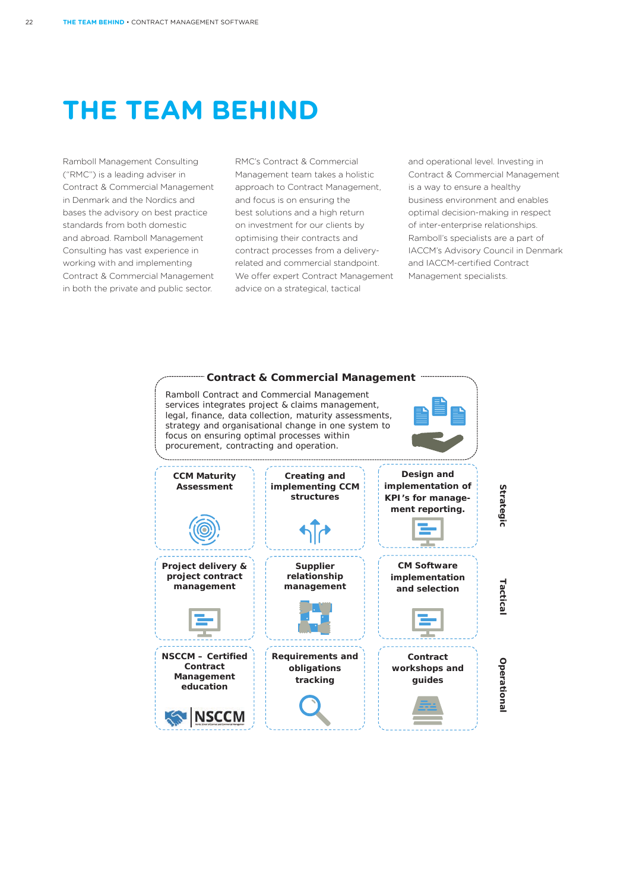# THE TEAM BEHIND

Ramboll Management Consulting ("RMC") is a leading adviser in Contract & Commercial Management in Denmark and the Nordics and bases the advisory on best practice standards from both domestic and abroad. Ramboll Management Consulting has vast experience in working with and implementing Contract & Commercial Management in both the private and public sector.

RMC's Contract & Commercial Management team takes a holistic approach to Contract Management, and focus is on ensuring the best solutions and a high return on investment for our clients by optimising their contracts and contract processes from a delivery-related and commercial standpoint. We offer expert Contract Management advice on a strategical, tactical and operational level. Investing in Contract & Commercial Management is a way to ensure a healthy business environment and enables optimal decision-making in respect of inter-enterprise relationships. Ramboll's specialists are a part of IACCM's Advisory Council in Denmark and IACCM-certified Contract Management specialists.

## Contract & Commercial Management

Ramboll Contract and Commercial Management services integrates project & claims management, legal, finance, data collection, maturity assessments, strategy and organisational change in one system to focus on ensuring optimal processes within procurement, contracting and operation.

| | | | |
|---|---|---|---|
| **CCM Maturity Assessment** | **Creating and implementing CCM structures** | **Design and implementation of KPI's for management reporting.** | **Strategic** |
| **Project delivery & project contract management** | **Supplier relationship management** | **CM Software implementation and selection** | **Tactical** |
| **NSCCM – Certified Contract Management education** | **Requirements and obligations tracking** | **Contract workshops and guides** | **Operational** |

NSCCM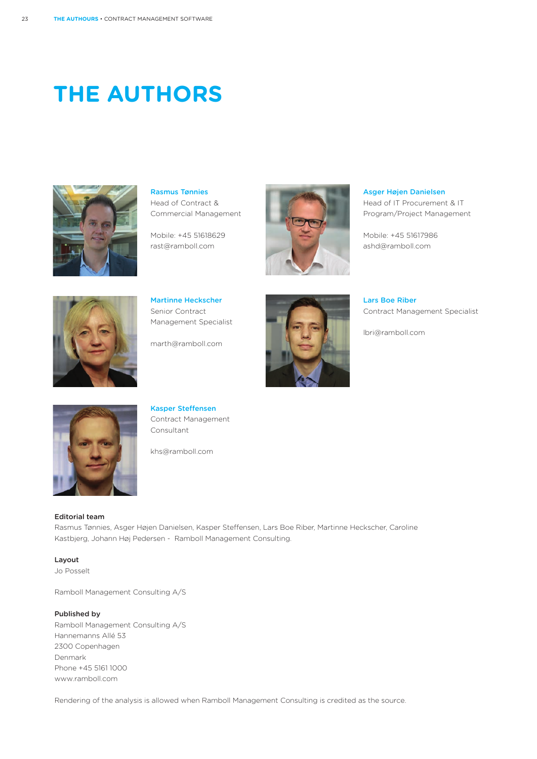# THE AUTHORS

**Rasmus Tønnies**
Head of Contract & Commercial Management

Mobile: +45 51618629
rast@ramboll.com

**Asger Højen Danielsen**
Head of IT Procurement & IT Program/Project Management

Mobile: +45 51617986
ashd@ramboll.com

**Martinne Heckscher**
Senior Contract Management Specialist

marth@ramboll.com

**Lars Boe Riber**
Contract Management Specialist

lbri@ramboll.com

**Kasper Steffensen**
Contract Management Consultant

khs@ramboll.com

**Editorial team**
Rasmus Tønnies, Asger Højen Danielsen, Kasper Steffensen, Lars Boe Riber, Martinne Heckscher, Caroline Kastbjerg, Johann Høj Pedersen - Ramboll Management Consulting.

**Layout**
Jo Posselt

Ramboll Management Consulting A/S

**Published by**
Ramboll Management Consulting A/S
Hannemanns Allé 53
2300 Copenhagen
Denmark
Phone +45 5161 1000
www.ramboll.com

Rendering of the analysis is allowed when Ramboll Management Consulting is credited as the source.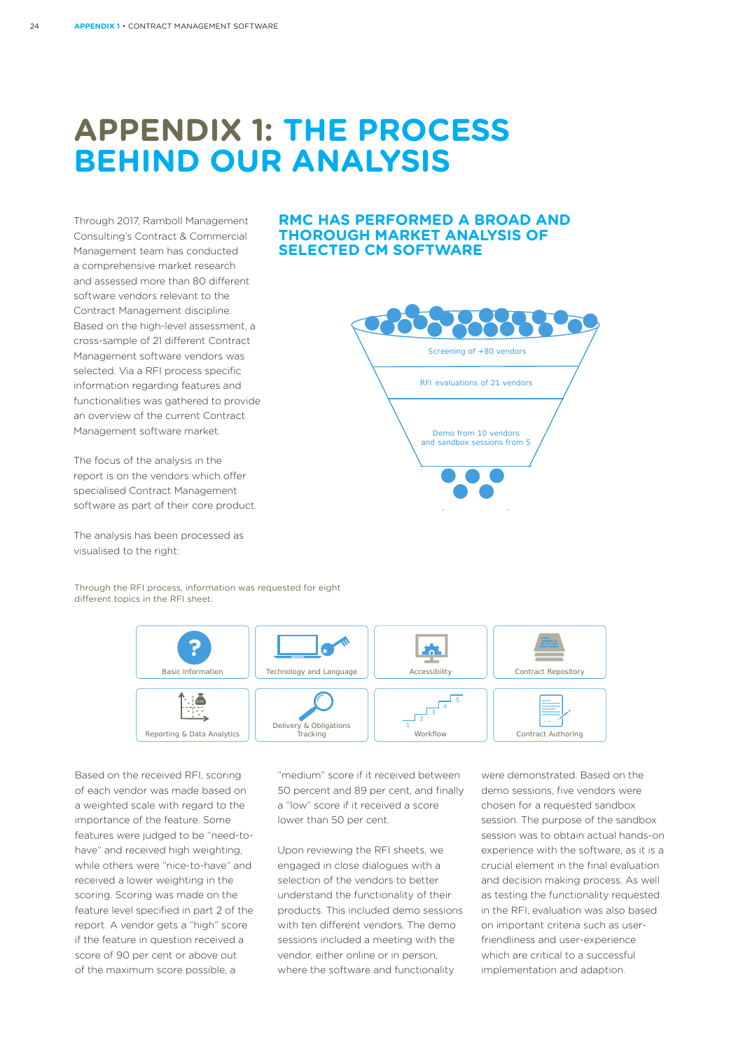# APPENDIX 1: THE PROCESS BEHIND OUR ANALYSIS

Through 2017, Ramboll Management Consulting's Contract & Commercial Management team has conducted a comprehensive market research and assessed more than 80 different software vendors relevant to the Contract Management discipline. Based on the high-level assessment, a cross-sample of 21 different Contract Management software vendors was selected. Via a RFI process specific information regarding features and functionalities was gathered to provide an overview of the current Contract Management software market.

The focus of the analysis in the report is on the vendors which offer specialised Contract Management software as part of their core product.

The analysis has been processed as visualised to the right:

## RMC HAS PERFORMED A BROAD AND THOROUGH MARKET ANALYSIS OF SELECTED CM SOFTWARE

Screening of +80 vendors

RFI evaluations of 21 vendors

Demo from 10 vendors and sandbox sessions from 5

Through the RFI process, information was requested for eight different topics in the RFI sheet:

- Basic information
- Technology and Language
- Accessibility
- Contract Repository
- Reporting & Data Analytics
- Delivery & Obligations Tracking
- Workflow
- Contract Authoring

Based on the received RFI, scoring of each vendor was made based on a weighted scale with regard to the importance of the feature. Some features were judged to be "need-to-have" and received high weighting, while others were "nice-to-have" and received a lower weighting in the scoring. Scoring was made on the feature level specified in part 2 of the report. A vendor gets a "high" score if the feature in question received a score of 90 per cent or above out of the maximum score possible, a "medium" score if it received between 50 percent and 89 per cent, and finally a "low" score if it received a score lower than 50 per cent.

Upon reviewing the RFI sheets, we engaged in close dialogues with a selection of the vendors to better understand the functionality of their products. This included demo sessions with ten different vendors. The demo sessions included a meeting with the vendor, either online or in person, where the software and functionality were demonstrated. Based on the demo sessions, five vendors were chosen for a requested sandbox session. The purpose of the sandbox session was to obtain actual hands-on experience with the software, as it is a crucial element in the final evaluation and decision making process. As well as testing the functionality requested in the RFI, evaluation was also based on important criteria such as user-friendliness and user-experience which are critical to a successful implementation and adaption.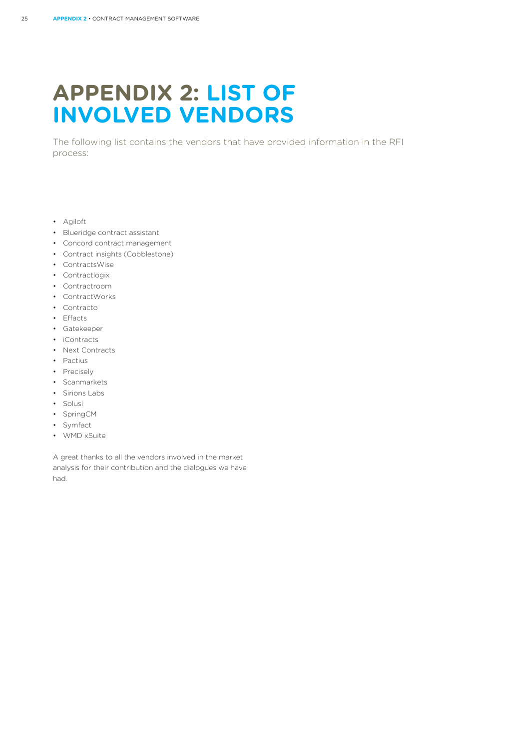# APPENDIX 2: LIST OF INVOLVED VENDORS

The following list contains the vendors that have provided information in the RFI process:

- Agiloft
- Blueridge contract assistant
- Concord contract management
- Contract insights (Cobblestone)
- ContractsWise
- Contractlogix
- Contractroom
- ContractWorks
- Contracto
- Effacts
- Gatekeeper
- iContracts
- Next Contracts
- Pactius
- Precisely
- Scanmarkets
- Sirions Labs
- Solusi
- SpringCM
- Symfact
- WMD xSuite

A great thanks to all the vendors involved in the market analysis for their contribution and the dialogues we have had.